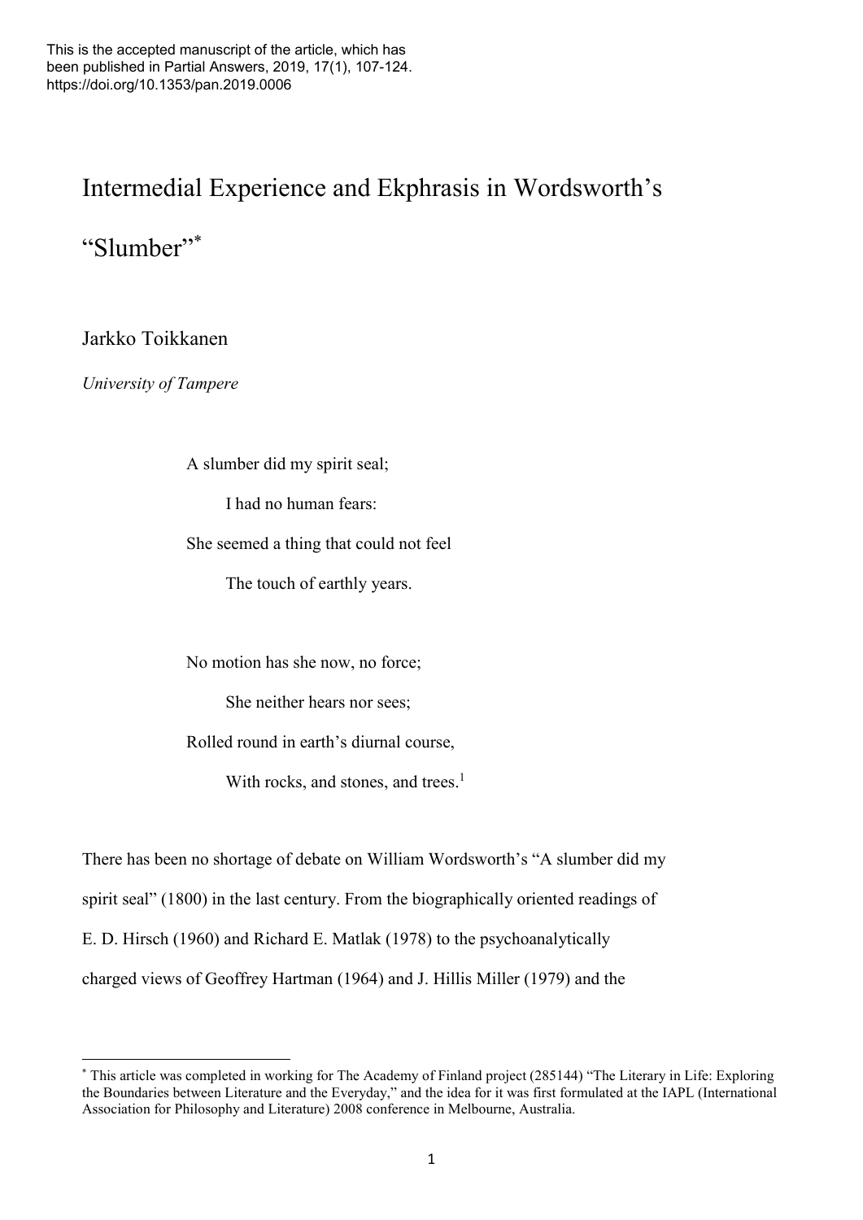This is the accepted manuscript of the article, which has been published in Partial Answers, 2019, 17(1), 107-124. https://doi.org/10.1353/pan.2019.0006

# Intermedial Experience and Ekphrasis in Wordsworth's "Slumber"[*]

Jarkko Toikkanen

*University of Tampere*

> A slumber did my spirit seal;
>
> I had no human fears:
>
> She seemed a thing that could not feel
>
> The touch of earthly years.
>
> No motion has she now, no force;
>
> She neither hears nor sees;
>
> Rolled round in earth's diurnal course,
>
> With rocks, and stones, and trees.[1]

There has been no shortage of debate on William Wordsworth's "A slumber did my spirit seal" (1800) in the last century. From the biographically oriented readings of E. D. Hirsch (1960) and Richard E. Matlak (1978) to the psychoanalytically charged views of Geoffrey Hartman (1964) and J. Hillis Miller (1979) and the

[*] This article was completed in working for The Academy of Finland project (285144) "The Literary in Life: Exploring the Boundaries between Literature and the Everyday," and the idea for it was first formulated at the IAPL (International Association for Philosophy and Literature) 2008 conference in Melbourne, Australia.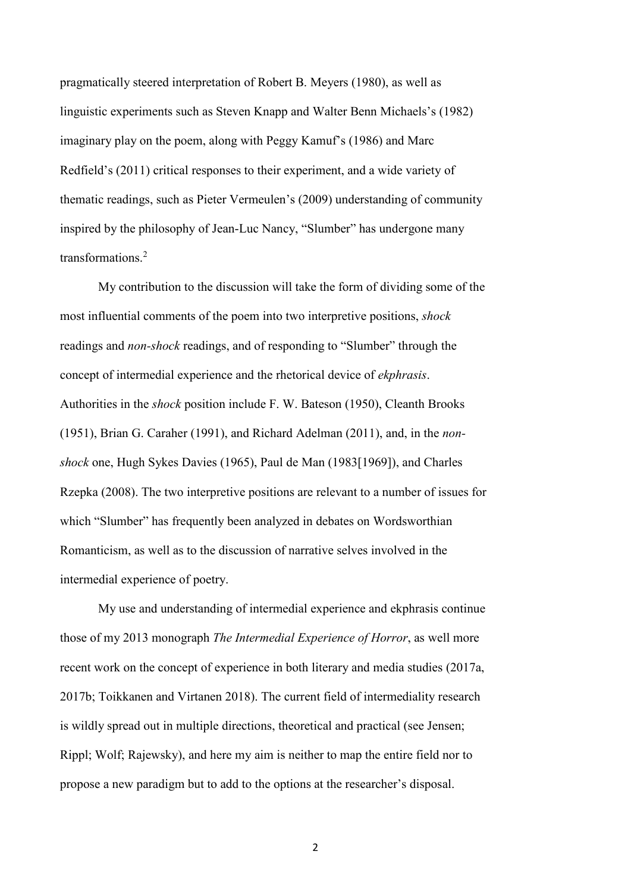pragmatically steered interpretation of Robert B. Meyers (1980), as well as linguistic experiments such as Steven Knapp and Walter Benn Michaels's (1982) imaginary play on the poem, along with Peggy Kamuf's (1986) and Marc Redfield's (2011) critical responses to their experiment, and a wide variety of thematic readings, such as Pieter Vermeulen's (2009) understanding of community inspired by the philosophy of Jean-Luc Nancy, "Slumber" has undergone many transformations.[2]

My contribution to the discussion will take the form of dividing some of the most influential comments of the poem into two interpretive positions, *shock* readings and *non-shock* readings, and of responding to "Slumber" through the concept of intermedial experience and the rhetorical device of *ekphrasis*. Authorities in the *shock* position include F. W. Bateson (1950), Cleanth Brooks (1951), Brian G. Caraher (1991), and Richard Adelman (2011), and, in the *non-shock* one, Hugh Sykes Davies (1965), Paul de Man (1983[1969]), and Charles Rzepka (2008). The two interpretive positions are relevant to a number of issues for which "Slumber" has frequently been analyzed in debates on Wordsworthian Romanticism, as well as to the discussion of narrative selves involved in the intermedial experience of poetry.

My use and understanding of intermedial experience and ekphrasis continue those of my 2013 monograph *The Intermedial Experience of Horror*, as well more recent work on the concept of experience in both literary and media studies (2017a, 2017b; Toikkanen and Virtanen 2018). The current field of intermediality research is wildly spread out in multiple directions, theoretical and practical (see Jensen; Rippl; Wolf; Rajewsky), and here my aim is neither to map the entire field nor to propose a new paradigm but to add to the options at the researcher's disposal.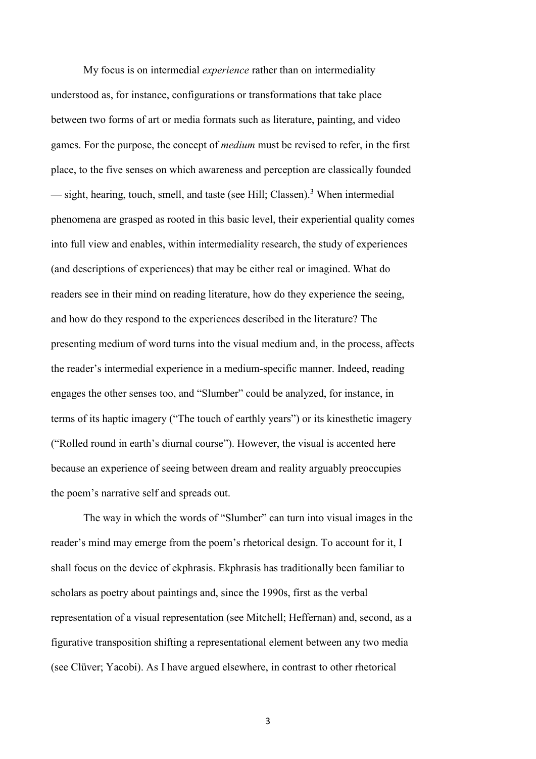My focus is on intermedial *experience* rather than on intermediality understood as, for instance, configurations or transformations that take place between two forms of art or media formats such as literature, painting, and video games. For the purpose, the concept of *medium* must be revised to refer, in the first place, to the five senses on which awareness and perception are classically founded — sight, hearing, touch, smell, and taste (see Hill; Classen).[3] When intermedial phenomena are grasped as rooted in this basic level, their experiential quality comes into full view and enables, within intermediality research, the study of experiences (and descriptions of experiences) that may be either real or imagined. What do readers see in their mind on reading literature, how do they experience the seeing, and how do they respond to the experiences described in the literature? The presenting medium of word turns into the visual medium and, in the process, affects the reader's intermedial experience in a medium-specific manner. Indeed, reading engages the other senses too, and "Slumber" could be analyzed, for instance, in terms of its haptic imagery ("The touch of earthly years") or its kinesthetic imagery ("Rolled round in earth's diurnal course"). However, the visual is accented here because an experience of seeing between dream and reality arguably preoccupies the poem's narrative self and spreads out.

The way in which the words of "Slumber" can turn into visual images in the reader's mind may emerge from the poem's rhetorical design. To account for it, I shall focus on the device of ekphrasis. Ekphrasis has traditionally been familiar to scholars as poetry about paintings and, since the 1990s, first as the verbal representation of a visual representation (see Mitchell; Heffernan) and, second, as a figurative transposition shifting a representational element between any two media (see Clüver; Yacobi). As I have argued elsewhere, in contrast to other rhetorical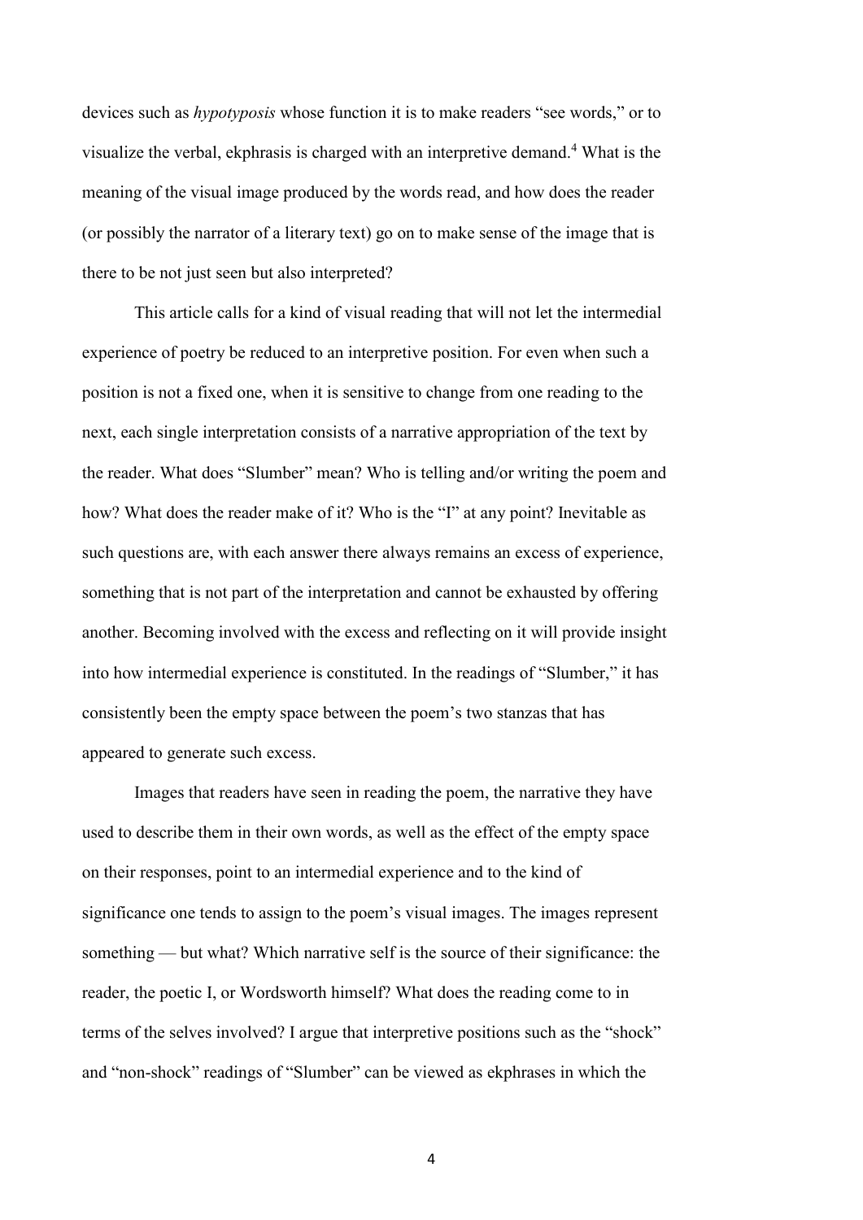devices such as *hypotyposis* whose function it is to make readers "see words," or to visualize the verbal, ekphrasis is charged with an interpretive demand.[4] What is the meaning of the visual image produced by the words read, and how does the reader (or possibly the narrator of a literary text) go on to make sense of the image that is there to be not just seen but also interpreted?

This article calls for a kind of visual reading that will not let the intermedial experience of poetry be reduced to an interpretive position. For even when such a position is not a fixed one, when it is sensitive to change from one reading to the next, each single interpretation consists of a narrative appropriation of the text by the reader. What does "Slumber" mean? Who is telling and/or writing the poem and how? What does the reader make of it? Who is the "I" at any point? Inevitable as such questions are, with each answer there always remains an excess of experience, something that is not part of the interpretation and cannot be exhausted by offering another. Becoming involved with the excess and reflecting on it will provide insight into how intermedial experience is constituted. In the readings of "Slumber," it has consistently been the empty space between the poem's two stanzas that has appeared to generate such excess.

Images that readers have seen in reading the poem, the narrative they have used to describe them in their own words, as well as the effect of the empty space on their responses, point to an intermedial experience and to the kind of significance one tends to assign to the poem's visual images. The images represent something — but what? Which narrative self is the source of their significance: the reader, the poetic I, or Wordsworth himself? What does the reading come to in terms of the selves involved? I argue that interpretive positions such as the "shock" and "non-shock" readings of "Slumber" can be viewed as ekphrases in which the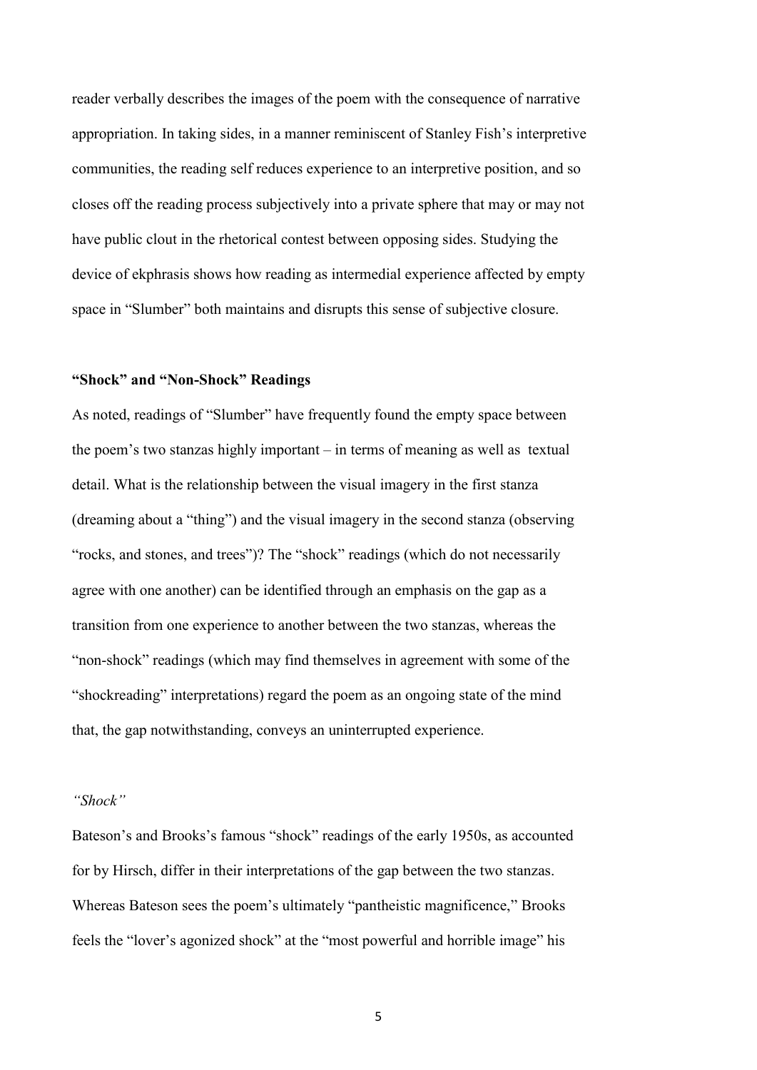reader verbally describes the images of the poem with the consequence of narrative appropriation. In taking sides, in a manner reminiscent of Stanley Fish's interpretive communities, the reading self reduces experience to an interpretive position, and so closes off the reading process subjectively into a private sphere that may or may not have public clout in the rhetorical contest between opposing sides. Studying the device of ekphrasis shows how reading as intermedial experience affected by empty space in "Slumber" both maintains and disrupts this sense of subjective closure.

## "Shock" and "Non-Shock" Readings

As noted, readings of "Slumber" have frequently found the empty space between the poem's two stanzas highly important – in terms of meaning as well as textual detail. What is the relationship between the visual imagery in the first stanza (dreaming about a "thing") and the visual imagery in the second stanza (observing "rocks, and stones, and trees")? The "shock" readings (which do not necessarily agree with one another) can be identified through an emphasis on the gap as a transition from one experience to another between the two stanzas, whereas the "non-shock" readings (which may find themselves in agreement with some of the "shockreading" interpretations) regard the poem as an ongoing state of the mind that, the gap notwithstanding, conveys an uninterrupted experience.

### *"Shock"*

Bateson's and Brooks's famous "shock" readings of the early 1950s, as accounted for by Hirsch, differ in their interpretations of the gap between the two stanzas. Whereas Bateson sees the poem's ultimately "pantheistic magnificence," Brooks feels the "lover's agonized shock" at the "most powerful and horrible image" his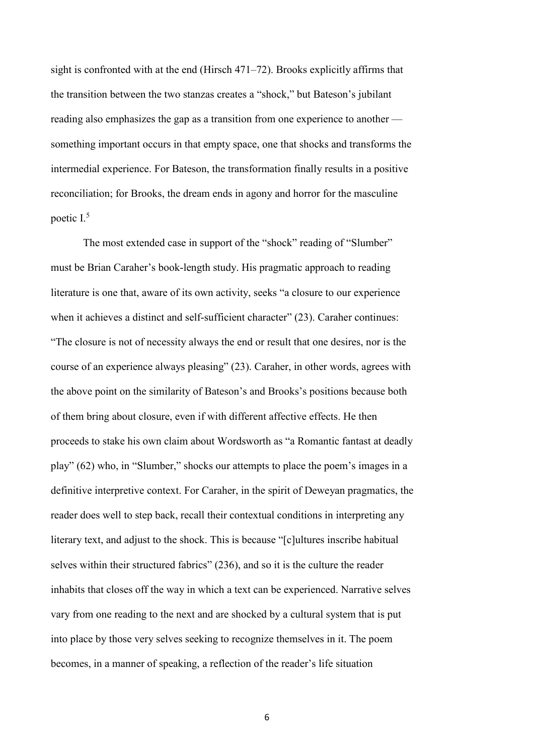sight is confronted with at the end (Hirsch 471–72). Brooks explicitly affirms that the transition between the two stanzas creates a "shock," but Bateson's jubilant reading also emphasizes the gap as a transition from one experience to another — something important occurs in that empty space, one that shocks and transforms the intermedial experience. For Bateson, the transformation finally results in a positive reconciliation; for Brooks, the dream ends in agony and horror for the masculine poetic I.[5]

The most extended case in support of the "shock" reading of "Slumber" must be Brian Caraher's book-length study. His pragmatic approach to reading literature is one that, aware of its own activity, seeks "a closure to our experience when it achieves a distinct and self-sufficient character" (23). Caraher continues: "The closure is not of necessity always the end or result that one desires, nor is the course of an experience always pleasing" (23). Caraher, in other words, agrees with the above point on the similarity of Bateson's and Brooks's positions because both of them bring about closure, even if with different affective effects. He then proceeds to stake his own claim about Wordsworth as "a Romantic fantast at deadly play" (62) who, in "Slumber," shocks our attempts to place the poem's images in a definitive interpretive context. For Caraher, in the spirit of Deweyan pragmatics, the reader does well to step back, recall their contextual conditions in interpreting any literary text, and adjust to the shock. This is because "[c]ultures inscribe habitual selves within their structured fabrics" (236), and so it is the culture the reader inhabits that closes off the way in which a text can be experienced. Narrative selves vary from one reading to the next and are shocked by a cultural system that is put into place by those very selves seeking to recognize themselves in it. The poem becomes, in a manner of speaking, a reflection of the reader's life situation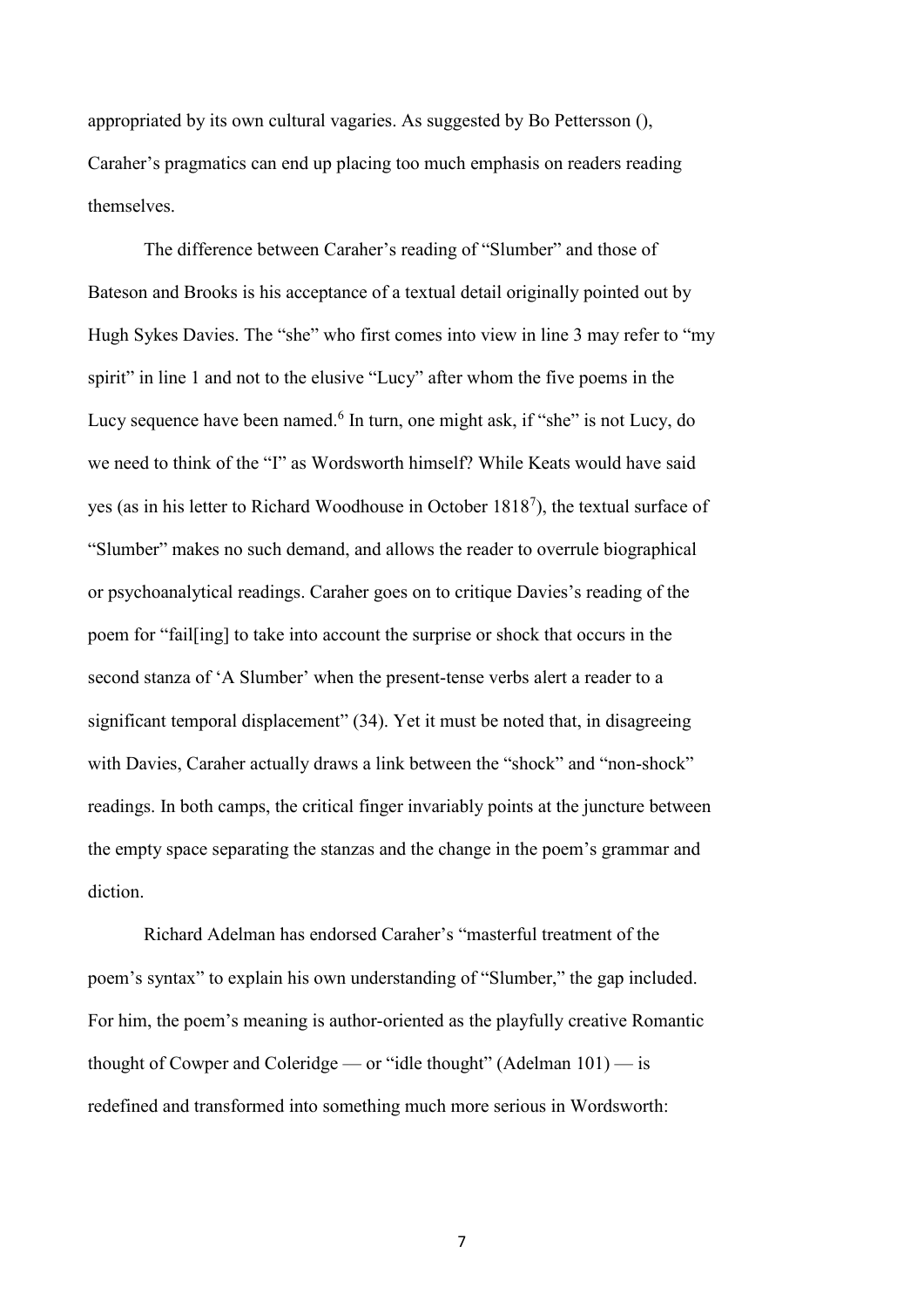appropriated by its own cultural vagaries. As suggested by Bo Pettersson (), Caraher's pragmatics can end up placing too much emphasis on readers reading themselves.

The difference between Caraher's reading of "Slumber" and those of Bateson and Brooks is his acceptance of a textual detail originally pointed out by Hugh Sykes Davies. The "she" who first comes into view in line 3 may refer to "my spirit" in line 1 and not to the elusive "Lucy" after whom the five poems in the Lucy sequence have been named.[6] In turn, one might ask, if "she" is not Lucy, do we need to think of the "I" as Wordsworth himself? While Keats would have said yes (as in his letter to Richard Woodhouse in October 1818[7]), the textual surface of "Slumber" makes no such demand, and allows the reader to overrule biographical or psychoanalytical readings. Caraher goes on to critique Davies's reading of the poem for "fail[ing] to take into account the surprise or shock that occurs in the second stanza of 'A Slumber' when the present-tense verbs alert a reader to a significant temporal displacement" (34). Yet it must be noted that, in disagreeing with Davies, Caraher actually draws a link between the "shock" and "non-shock" readings. In both camps, the critical finger invariably points at the juncture between the empty space separating the stanzas and the change in the poem's grammar and diction.

Richard Adelman has endorsed Caraher's "masterful treatment of the poem's syntax" to explain his own understanding of "Slumber," the gap included. For him, the poem's meaning is author-oriented as the playfully creative Romantic thought of Cowper and Coleridge — or "idle thought" (Adelman 101) — is redefined and transformed into something much more serious in Wordsworth: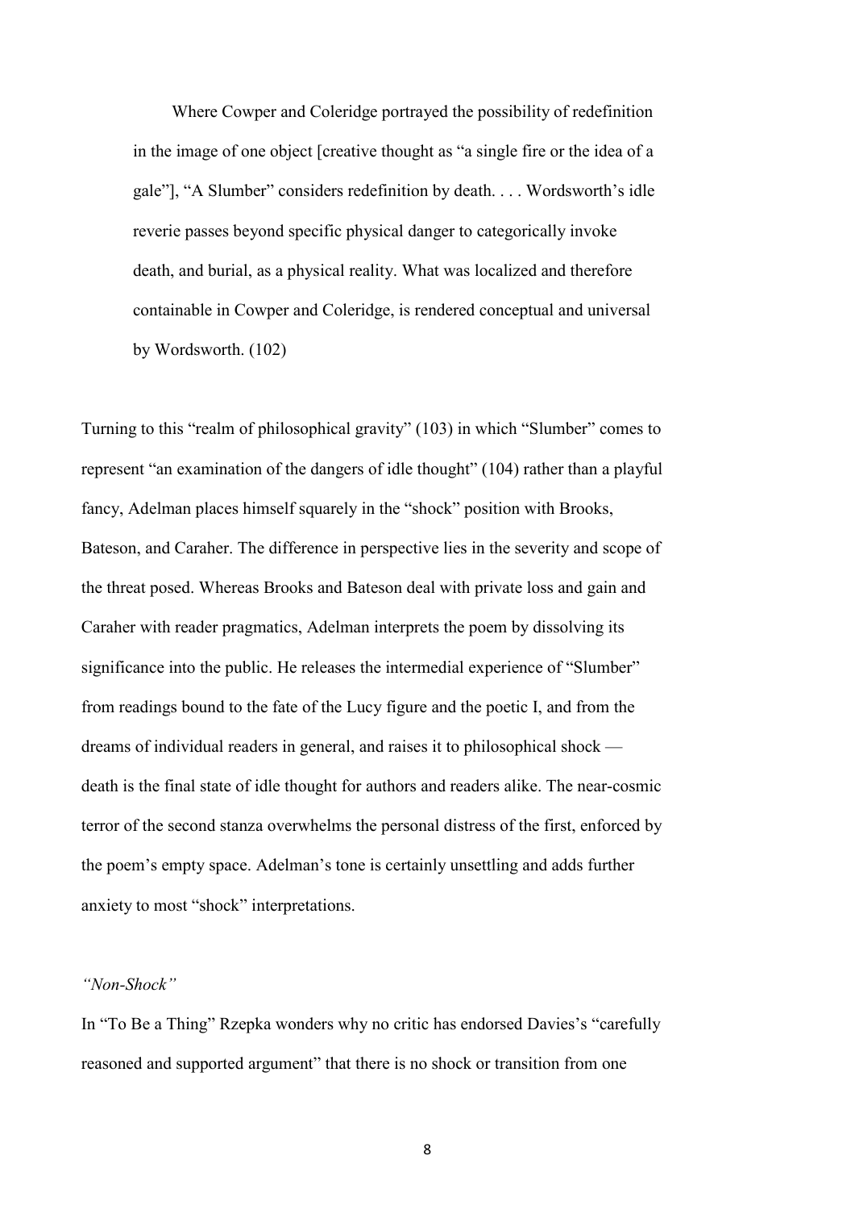> Where Cowper and Coleridge portrayed the possibility of redefinition in the image of one object [creative thought as "a single fire or the idea of a gale"], "A Slumber" considers redefinition by death. . . . Wordsworth's idle reverie passes beyond specific physical danger to categorically invoke death, and burial, as a physical reality. What was localized and therefore containable in Cowper and Coleridge, is rendered conceptual and universal by Wordsworth. (102)

Turning to this "realm of philosophical gravity" (103) in which "Slumber" comes to represent "an examination of the dangers of idle thought" (104) rather than a playful fancy, Adelman places himself squarely in the "shock" position with Brooks, Bateson, and Caraher. The difference in perspective lies in the severity and scope of the threat posed. Whereas Brooks and Bateson deal with private loss and gain and Caraher with reader pragmatics, Adelman interprets the poem by dissolving its significance into the public. He releases the intermedial experience of "Slumber" from readings bound to the fate of the Lucy figure and the poetic I, and from the dreams of individual readers in general, and raises it to philosophical shock — death is the final state of idle thought for authors and readers alike. The near-cosmic terror of the second stanza overwhelms the personal distress of the first, enforced by the poem's empty space. Adelman's tone is certainly unsettling and adds further anxiety to most "shock" interpretations.

*"Non-Shock"*

In "To Be a Thing" Rzepka wonders why no critic has endorsed Davies's "carefully reasoned and supported argument" that there is no shock or transition from one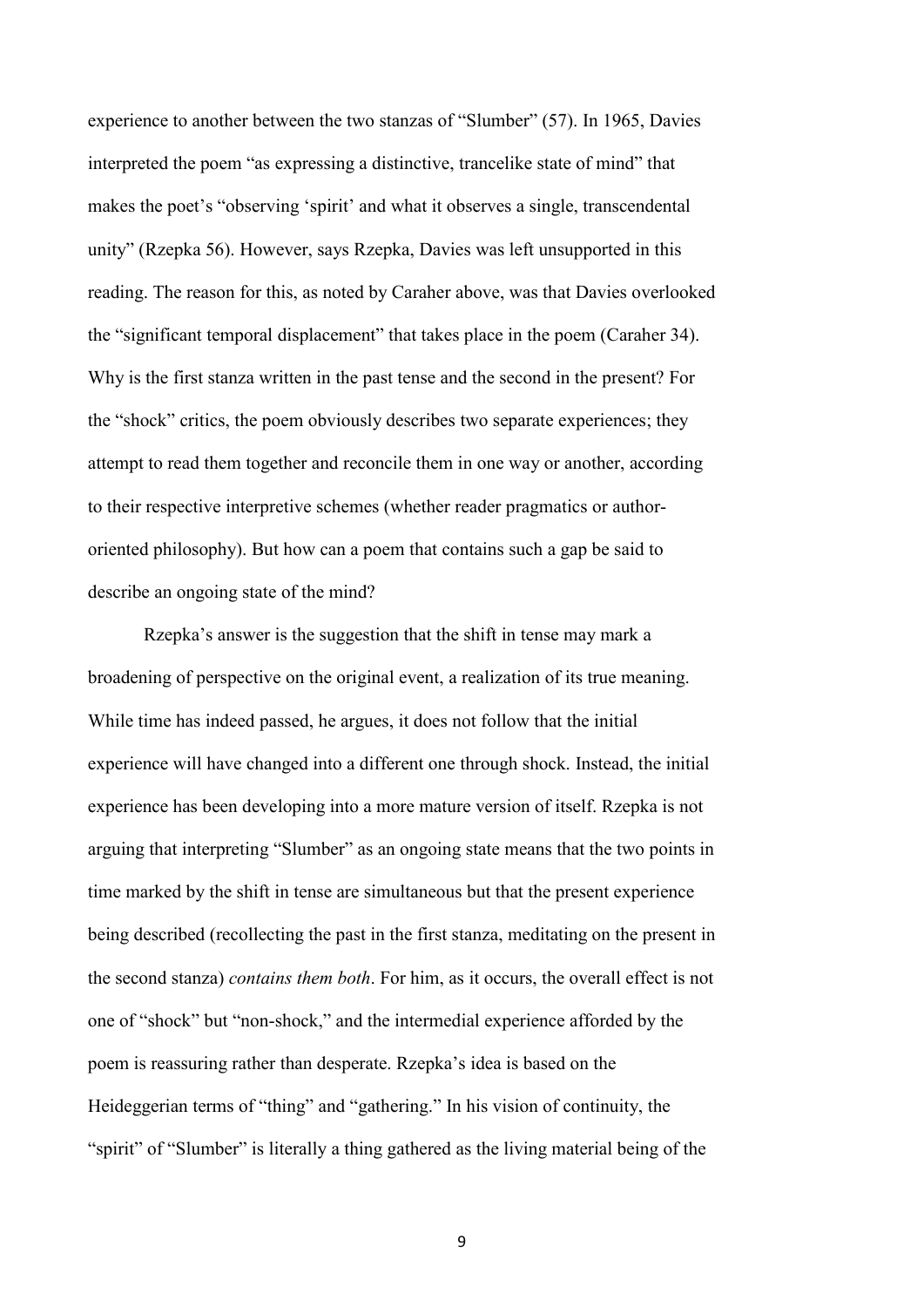experience to another between the two stanzas of "Slumber" (57). In 1965, Davies interpreted the poem "as expressing a distinctive, trancelike state of mind" that makes the poet's "observing 'spirit' and what it observes a single, transcendental unity" (Rzepka 56). However, says Rzepka, Davies was left unsupported in this reading. The reason for this, as noted by Caraher above, was that Davies overlooked the "significant temporal displacement" that takes place in the poem (Caraher 34). Why is the first stanza written in the past tense and the second in the present? For the "shock" critics, the poem obviously describes two separate experiences; they attempt to read them together and reconcile them in one way or another, according to their respective interpretive schemes (whether reader pragmatics or author-oriented philosophy). But how can a poem that contains such a gap be said to describe an ongoing state of the mind?

Rzepka's answer is the suggestion that the shift in tense may mark a broadening of perspective on the original event, a realization of its true meaning. While time has indeed passed, he argues, it does not follow that the initial experience will have changed into a different one through shock. Instead, the initial experience has been developing into a more mature version of itself. Rzepka is not arguing that interpreting "Slumber" as an ongoing state means that the two points in time marked by the shift in tense are simultaneous but that the present experience being described (recollecting the past in the first stanza, meditating on the present in the second stanza) *contains them both*. For him, as it occurs, the overall effect is not one of "shock" but "non-shock," and the intermedial experience afforded by the poem is reassuring rather than desperate. Rzepka's idea is based on the Heideggerian terms of "thing" and "gathering." In his vision of continuity, the "spirit" of "Slumber" is literally a thing gathered as the living material being of the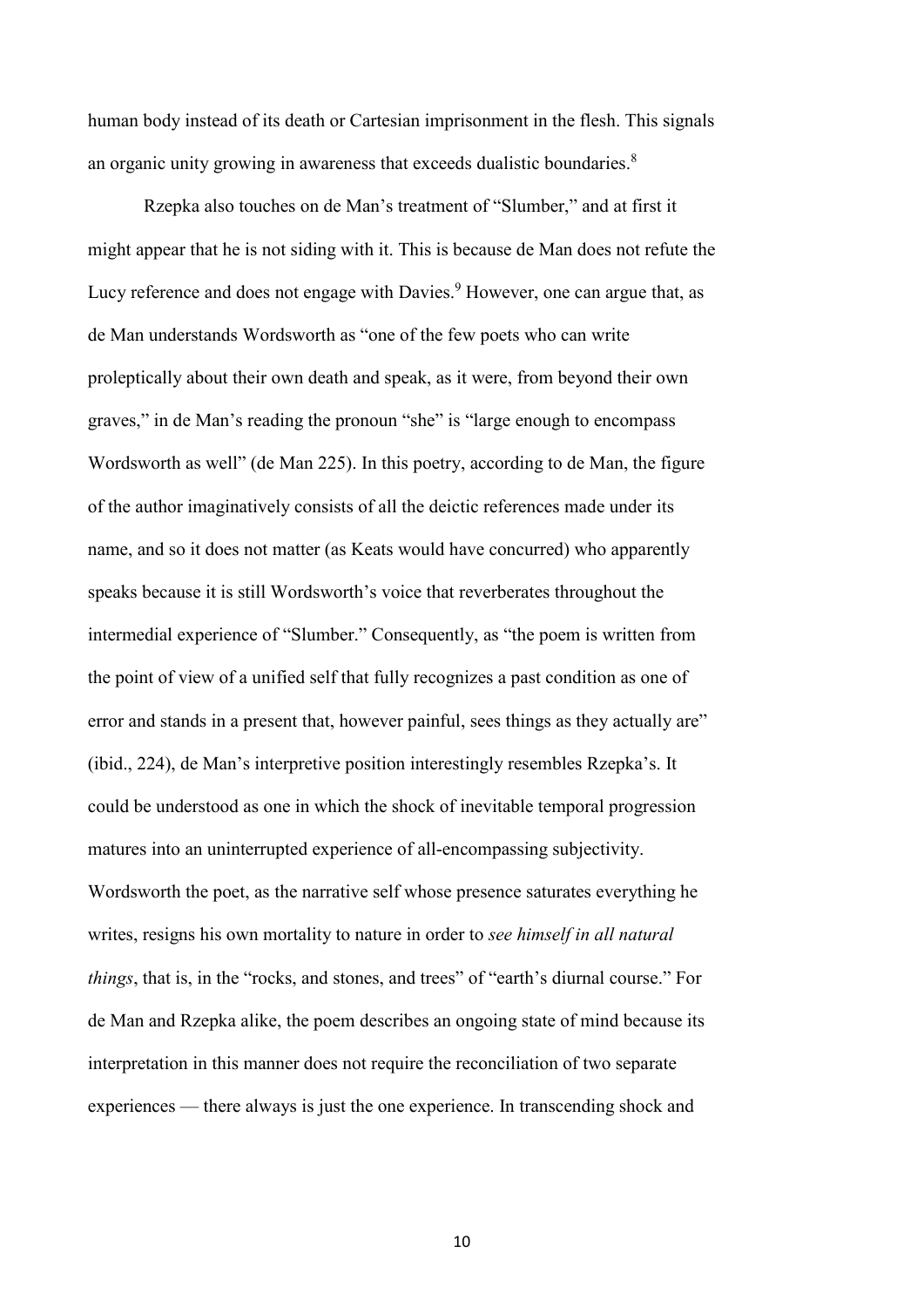human body instead of its death or Cartesian imprisonment in the flesh. This signals an organic unity growing in awareness that exceeds dualistic boundaries.[8]

Rzepka also touches on de Man's treatment of "Slumber," and at first it might appear that he is not siding with it. This is because de Man does not refute the Lucy reference and does not engage with Davies.[9] However, one can argue that, as de Man understands Wordsworth as "one of the few poets who can write proleptically about their own death and speak, as it were, from beyond their own graves," in de Man's reading the pronoun "she" is "large enough to encompass Wordsworth as well" (de Man 225). In this poetry, according to de Man, the figure of the author imaginatively consists of all the deictic references made under its name, and so it does not matter (as Keats would have concurred) who apparently speaks because it is still Wordsworth's voice that reverberates throughout the intermedial experience of "Slumber." Consequently, as "the poem is written from the point of view of a unified self that fully recognizes a past condition as one of error and stands in a present that, however painful, sees things as they actually are" (ibid., 224), de Man's interpretive position interestingly resembles Rzepka's. It could be understood as one in which the shock of inevitable temporal progression matures into an uninterrupted experience of all-encompassing subjectivity. Wordsworth the poet, as the narrative self whose presence saturates everything he writes, resigns his own mortality to nature in order to *see himself in all natural things*, that is, in the "rocks, and stones, and trees" of "earth's diurnal course." For de Man and Rzepka alike, the poem describes an ongoing state of mind because its interpretation in this manner does not require the reconciliation of two separate experiences — there always is just the one experience. In transcending shock and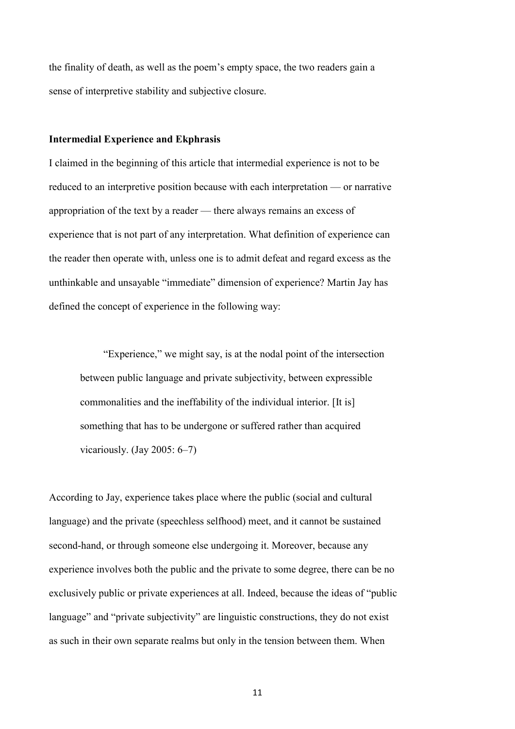the finality of death, as well as the poem's empty space, the two readers gain a sense of interpretive stability and subjective closure.

## Intermedial Experience and Ekphrasis

I claimed in the beginning of this article that intermedial experience is not to be reduced to an interpretive position because with each interpretation — or narrative appropriation of the text by a reader — there always remains an excess of experience that is not part of any interpretation. What definition of experience can the reader then operate with, unless one is to admit defeat and regard excess as the unthinkable and unsayable "immediate" dimension of experience? Martin Jay has defined the concept of experience in the following way:

> "Experience," we might say, is at the nodal point of the intersection between public language and private subjectivity, between expressible commonalities and the ineffability of the individual interior. [It is] something that has to be undergone or suffered rather than acquired vicariously. (Jay 2005: 6–7)

According to Jay, experience takes place where the public (social and cultural language) and the private (speechless selfhood) meet, and it cannot be sustained second-hand, or through someone else undergoing it. Moreover, because any experience involves both the public and the private to some degree, there can be no exclusively public or private experiences at all. Indeed, because the ideas of "public language" and "private subjectivity" are linguistic constructions, they do not exist as such in their own separate realms but only in the tension between them. When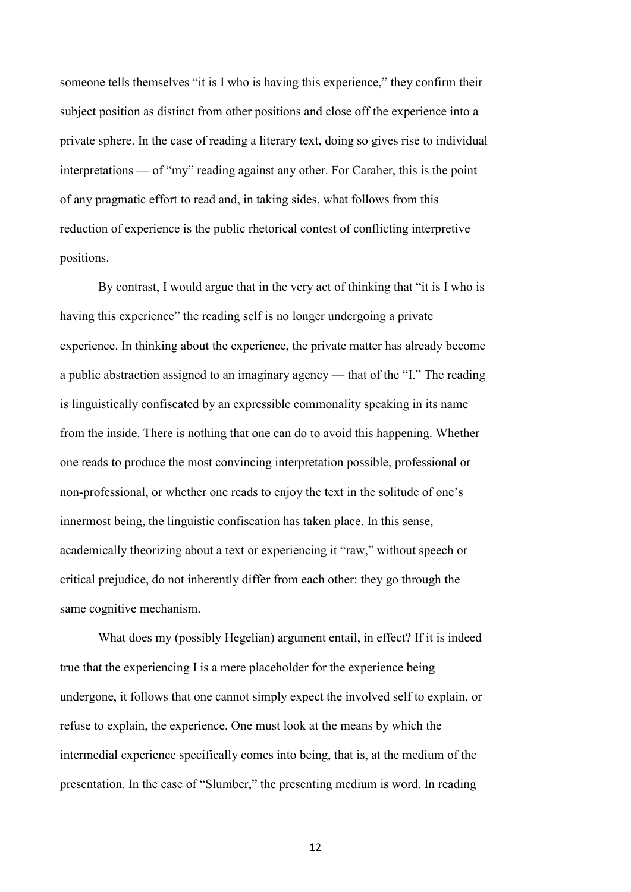someone tells themselves “it is I who is having this experience,” they confirm their subject position as distinct from other positions and close off the experience into a private sphere. In the case of reading a literary text, doing so gives rise to individual interpretations — of “my” reading against any other. For Caraher, this is the point of any pragmatic effort to read and, in taking sides, what follows from this reduction of experience is the public rhetorical contest of conflicting interpretive positions.

By contrast, I would argue that in the very act of thinking that “it is I who is having this experience” the reading self is no longer undergoing a private experience. In thinking about the experience, the private matter has already become a public abstraction assigned to an imaginary agency — that of the “I.” The reading is linguistically confiscated by an expressible commonality speaking in its name from the inside. There is nothing that one can do to avoid this happening. Whether one reads to produce the most convincing interpretation possible, professional or non-professional, or whether one reads to enjoy the text in the solitude of one’s innermost being, the linguistic confiscation has taken place. In this sense, academically theorizing about a text or experiencing it “raw,” without speech or critical prejudice, do not inherently differ from each other: they go through the same cognitive mechanism.

What does my (possibly Hegelian) argument entail, in effect? If it is indeed true that the experiencing I is a mere placeholder for the experience being undergone, it follows that one cannot simply expect the involved self to explain, or refuse to explain, the experience. One must look at the means by which the intermedial experience specifically comes into being, that is, at the medium of the presentation. In the case of “Slumber,” the presenting medium is word. In reading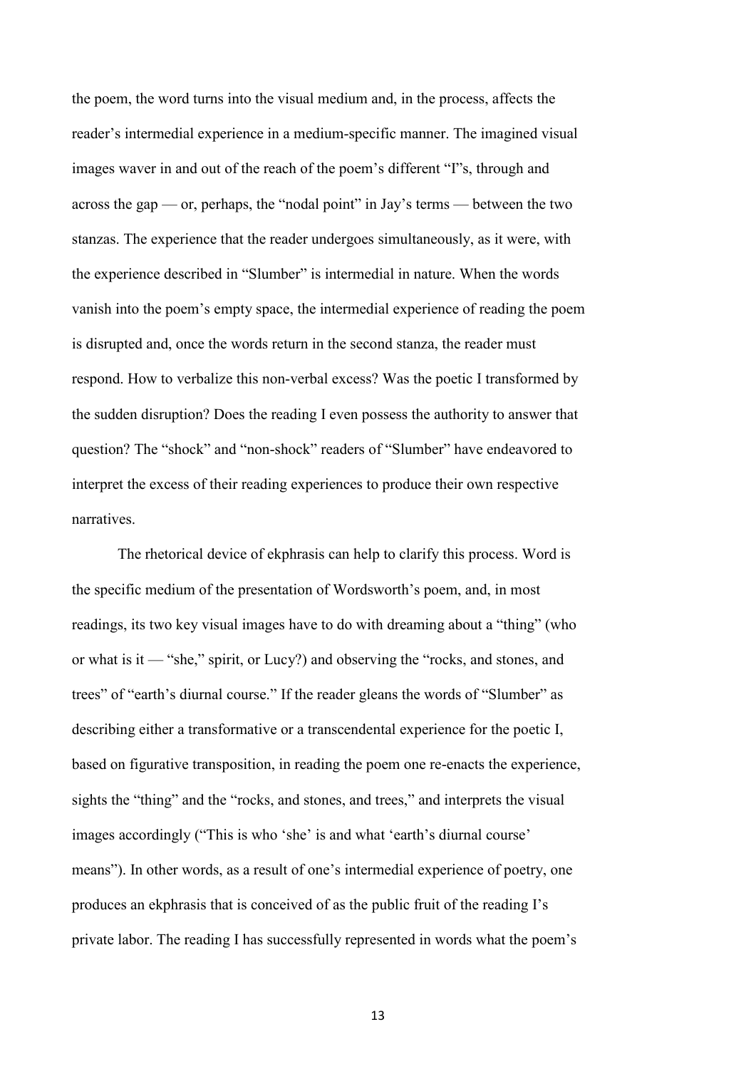the poem, the word turns into the visual medium and, in the process, affects the reader's intermedial experience in a medium-specific manner. The imagined visual images waver in and out of the reach of the poem's different "I"s, through and across the gap — or, perhaps, the "nodal point" in Jay's terms — between the two stanzas. The experience that the reader undergoes simultaneously, as it were, with the experience described in "Slumber" is intermedial in nature. When the words vanish into the poem's empty space, the intermedial experience of reading the poem is disrupted and, once the words return in the second stanza, the reader must respond. How to verbalize this non-verbal excess? Was the poetic I transformed by the sudden disruption? Does the reading I even possess the authority to answer that question? The "shock" and "non-shock" readers of "Slumber" have endeavored to interpret the excess of their reading experiences to produce their own respective narratives.

The rhetorical device of ekphrasis can help to clarify this process. Word is the specific medium of the presentation of Wordsworth's poem, and, in most readings, its two key visual images have to do with dreaming about a "thing" (who or what is it — "she," spirit, or Lucy?) and observing the "rocks, and stones, and trees" of "earth's diurnal course." If the reader gleans the words of "Slumber" as describing either a transformative or a transcendental experience for the poetic I, based on figurative transposition, in reading the poem one re-enacts the experience, sights the "thing" and the "rocks, and stones, and trees," and interprets the visual images accordingly ("This is who 'she' is and what 'earth's diurnal course' means"). In other words, as a result of one's intermedial experience of poetry, one produces an ekphrasis that is conceived of as the public fruit of the reading I's private labor. The reading I has successfully represented in words what the poem's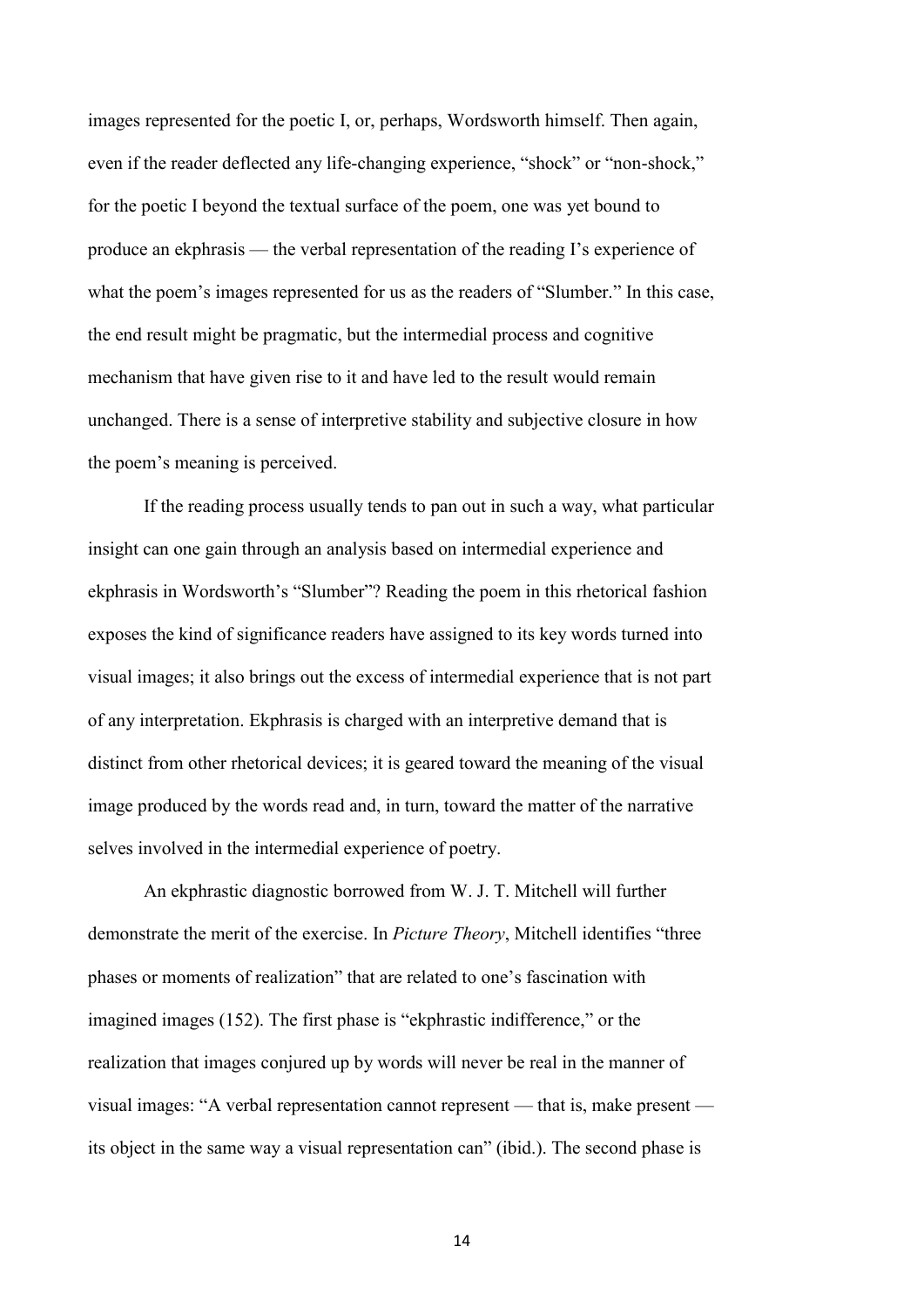images represented for the poetic I, or, perhaps, Wordsworth himself. Then again, even if the reader deflected any life-changing experience, "shock" or "non-shock," for the poetic I beyond the textual surface of the poem, one was yet bound to produce an ekphrasis — the verbal representation of the reading I's experience of what the poem's images represented for us as the readers of "Slumber." In this case, the end result might be pragmatic, but the intermedial process and cognitive mechanism that have given rise to it and have led to the result would remain unchanged. There is a sense of interpretive stability and subjective closure in how the poem's meaning is perceived.

If the reading process usually tends to pan out in such a way, what particular insight can one gain through an analysis based on intermedial experience and ekphrasis in Wordsworth's "Slumber"? Reading the poem in this rhetorical fashion exposes the kind of significance readers have assigned to its key words turned into visual images; it also brings out the excess of intermedial experience that is not part of any interpretation. Ekphrasis is charged with an interpretive demand that is distinct from other rhetorical devices; it is geared toward the meaning of the visual image produced by the words read and, in turn, toward the matter of the narrative selves involved in the intermedial experience of poetry.

An ekphrastic diagnostic borrowed from W. J. T. Mitchell will further demonstrate the merit of the exercise. In *Picture Theory*, Mitchell identifies "three phases or moments of realization" that are related to one's fascination with imagined images (152). The first phase is "ekphrastic indifference," or the realization that images conjured up by words will never be real in the manner of visual images: "A verbal representation cannot represent — that is, make present — its object in the same way a visual representation can" (ibid.). The second phase is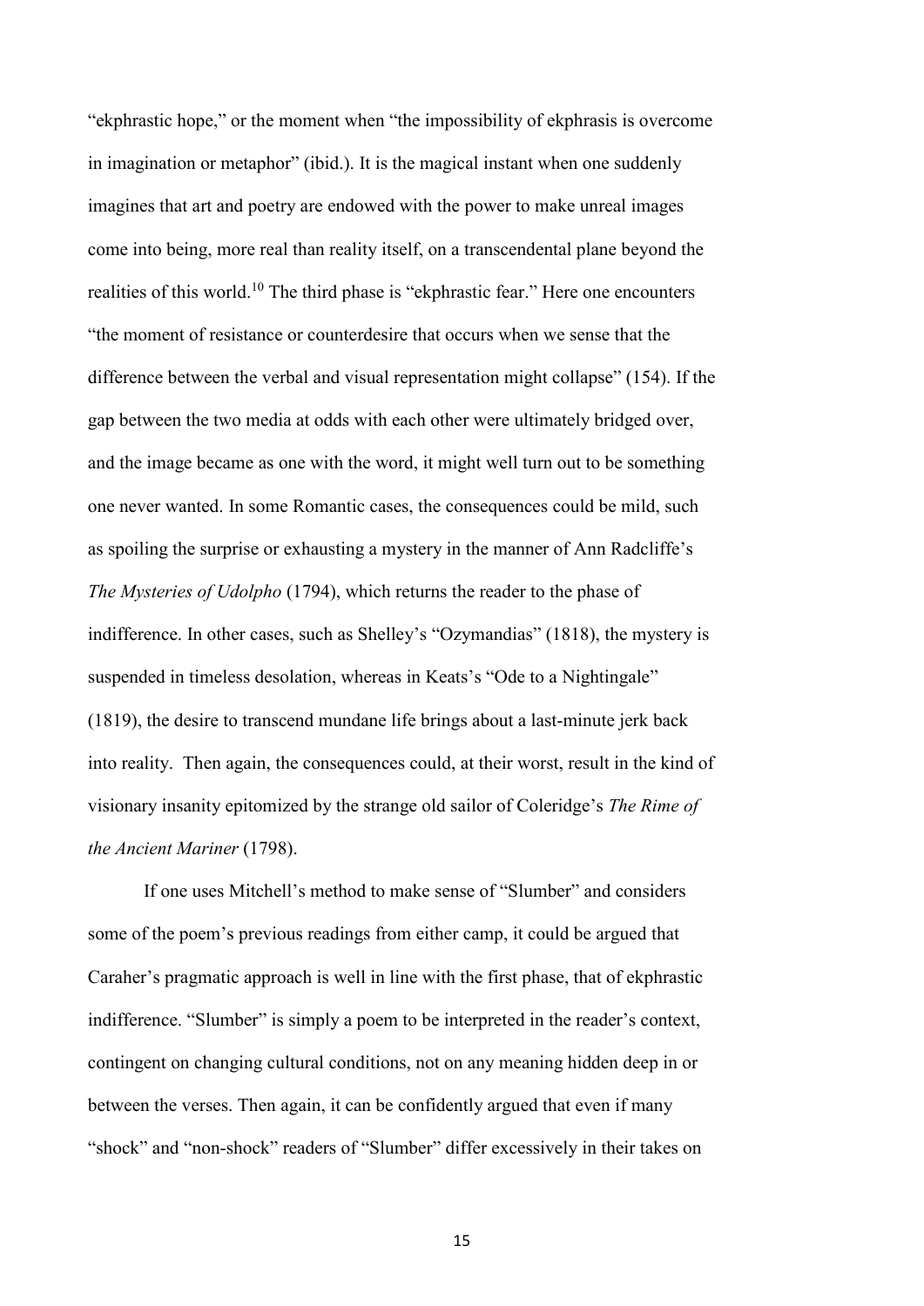"ekphrastic hope," or the moment when "the impossibility of ekphrasis is overcome in imagination or metaphor" (ibid.). It is the magical instant when one suddenly imagines that art and poetry are endowed with the power to make unreal images come into being, more real than reality itself, on a transcendental plane beyond the realities of this world.[10] The third phase is "ekphrastic fear." Here one encounters "the moment of resistance or counterdesire that occurs when we sense that the difference between the verbal and visual representation might collapse" (154). If the gap between the two media at odds with each other were ultimately bridged over, and the image became as one with the word, it might well turn out to be something one never wanted. In some Romantic cases, the consequences could be mild, such as spoiling the surprise or exhausting a mystery in the manner of Ann Radcliffe's *The Mysteries of Udolpho* (1794), which returns the reader to the phase of indifference. In other cases, such as Shelley's "Ozymandias" (1818), the mystery is suspended in timeless desolation, whereas in Keats's "Ode to a Nightingale" (1819), the desire to transcend mundane life brings about a last-minute jerk back into reality. Then again, the consequences could, at their worst, result in the kind of visionary insanity epitomized by the strange old sailor of Coleridge's *The Rime of the Ancient Mariner* (1798).

If one uses Mitchell's method to make sense of "Slumber" and considers some of the poem's previous readings from either camp, it could be argued that Caraher's pragmatic approach is well in line with the first phase, that of ekphrastic indifference. "Slumber" is simply a poem to be interpreted in the reader's context, contingent on changing cultural conditions, not on any meaning hidden deep in or between the verses. Then again, it can be confidently argued that even if many "shock" and "non-shock" readers of "Slumber" differ excessively in their takes on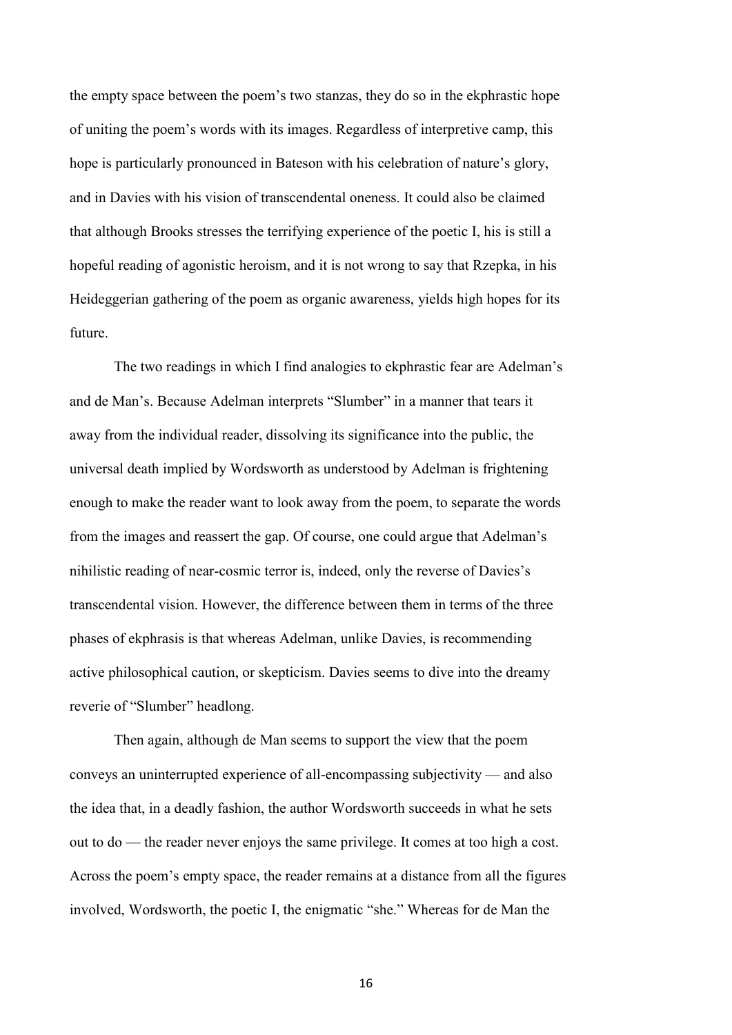the empty space between the poem's two stanzas, they do so in the ekphrastic hope of uniting the poem's words with its images. Regardless of interpretive camp, this hope is particularly pronounced in Bateson with his celebration of nature's glory, and in Davies with his vision of transcendental oneness. It could also be claimed that although Brooks stresses the terrifying experience of the poetic I, his is still a hopeful reading of agonistic heroism, and it is not wrong to say that Rzepka, in his Heideggerian gathering of the poem as organic awareness, yields high hopes for its future.

The two readings in which I find analogies to ekphrastic fear are Adelman's and de Man's. Because Adelman interprets "Slumber" in a manner that tears it away from the individual reader, dissolving its significance into the public, the universal death implied by Wordsworth as understood by Adelman is frightening enough to make the reader want to look away from the poem, to separate the words from the images and reassert the gap. Of course, one could argue that Adelman's nihilistic reading of near-cosmic terror is, indeed, only the reverse of Davies's transcendental vision. However, the difference between them in terms of the three phases of ekphrasis is that whereas Adelman, unlike Davies, is recommending active philosophical caution, or skepticism. Davies seems to dive into the dreamy reverie of "Slumber" headlong.

Then again, although de Man seems to support the view that the poem conveys an uninterrupted experience of all-encompassing subjectivity — and also the idea that, in a deadly fashion, the author Wordsworth succeeds in what he sets out to do — the reader never enjoys the same privilege. It comes at too high a cost. Across the poem's empty space, the reader remains at a distance from all the figures involved, Wordsworth, the poetic I, the enigmatic "she." Whereas for de Man the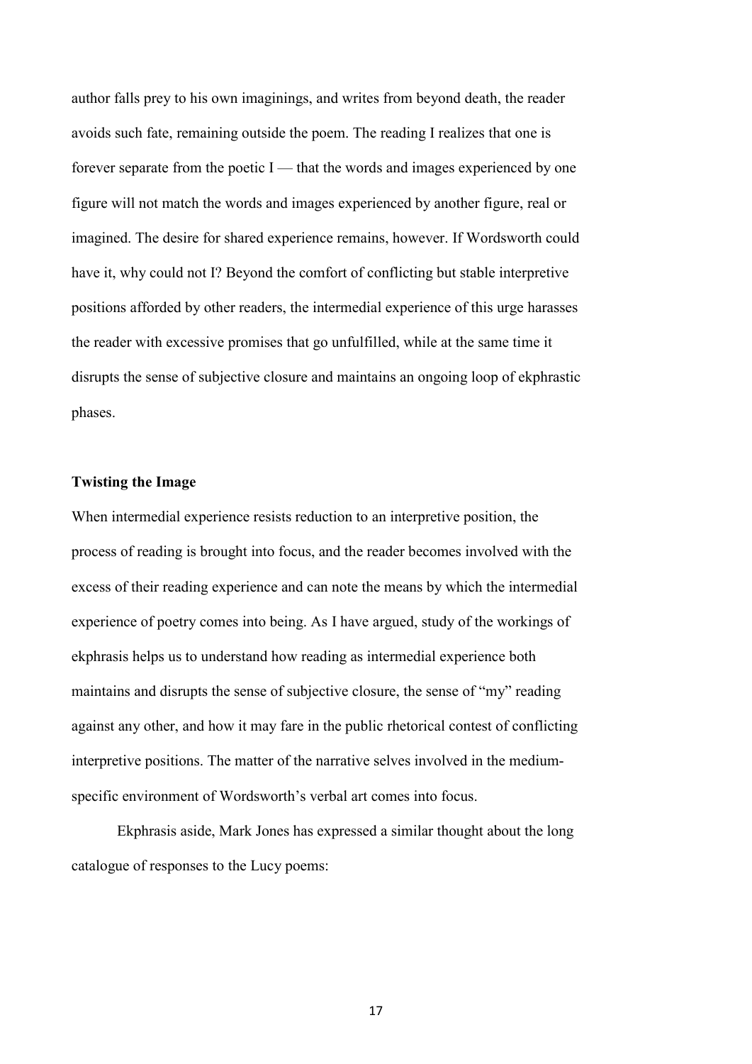author falls prey to his own imaginings, and writes from beyond death, the reader avoids such fate, remaining outside the poem. The reading I realizes that one is forever separate from the poetic I — that the words and images experienced by one figure will not match the words and images experienced by another figure, real or imagined. The desire for shared experience remains, however. If Wordsworth could have it, why could not I? Beyond the comfort of conflicting but stable interpretive positions afforded by other readers, the intermedial experience of this urge harasses the reader with excessive promises that go unfulfilled, while at the same time it disrupts the sense of subjective closure and maintains an ongoing loop of ekphrastic phases.

### Twisting the Image

When intermedial experience resists reduction to an interpretive position, the process of reading is brought into focus, and the reader becomes involved with the excess of their reading experience and can note the means by which the intermedial experience of poetry comes into being. As I have argued, study of the workings of ekphrasis helps us to understand how reading as intermedial experience both maintains and disrupts the sense of subjective closure, the sense of "my" reading against any other, and how it may fare in the public rhetorical contest of conflicting interpretive positions. The matter of the narrative selves involved in the medium-specific environment of Wordsworth's verbal art comes into focus.

Ekphrasis aside, Mark Jones has expressed a similar thought about the long catalogue of responses to the Lucy poems: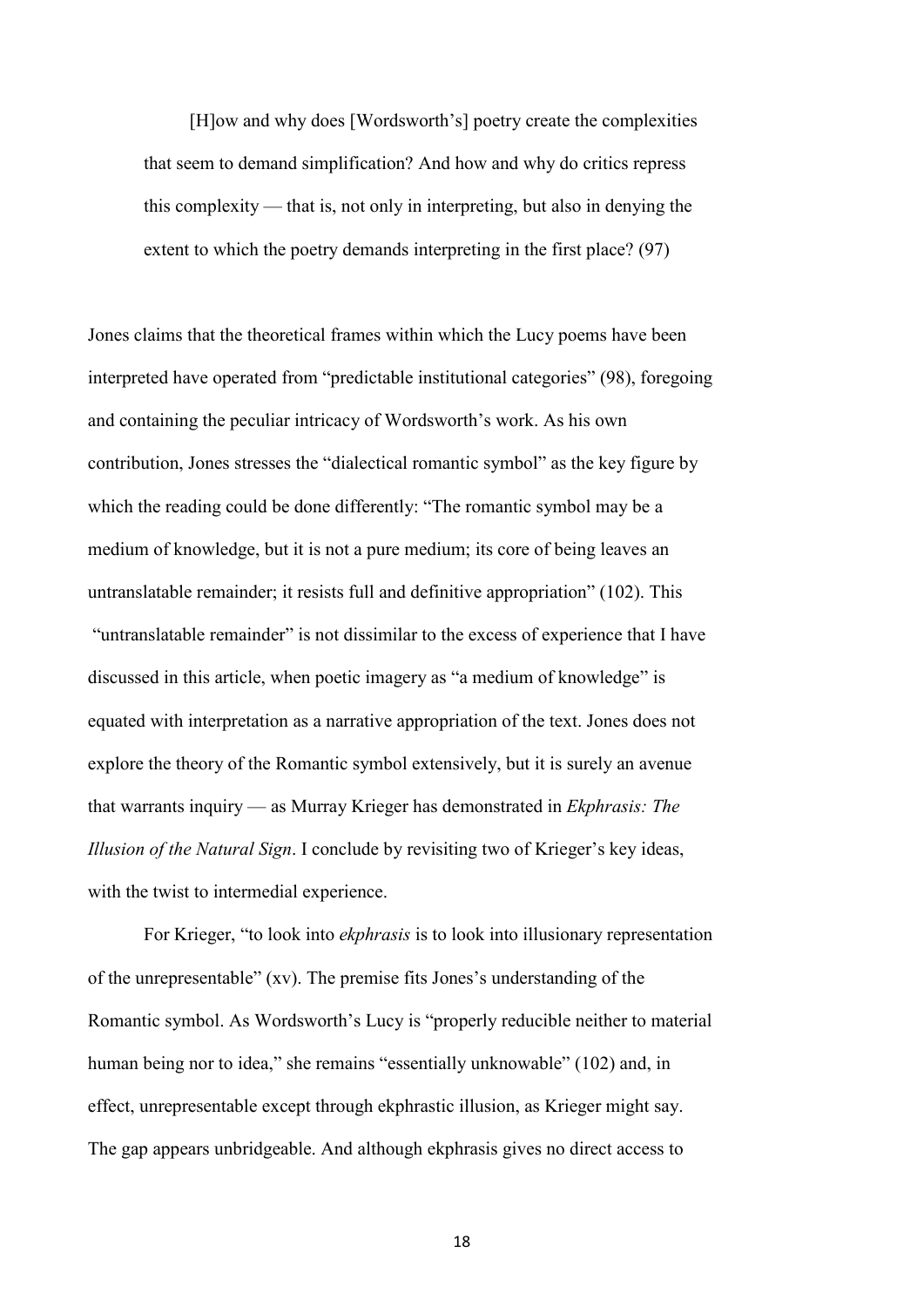> [H]ow and why does [Wordsworth's] poetry create the complexities that seem to demand simplification? And how and why do critics repress this complexity — that is, not only in interpreting, but also in denying the extent to which the poetry demands interpreting in the first place? (97)

Jones claims that the theoretical frames within which the Lucy poems have been interpreted have operated from "predictable institutional categories" (98), foregoing and containing the peculiar intricacy of Wordsworth's work. As his own contribution, Jones stresses the "dialectical romantic symbol" as the key figure by which the reading could be done differently: "The romantic symbol may be a medium of knowledge, but it is not a pure medium; its core of being leaves an untranslatable remainder; it resists full and definitive appropriation" (102). This "untranslatable remainder" is not dissimilar to the excess of experience that I have discussed in this article, when poetic imagery as "a medium of knowledge" is equated with interpretation as a narrative appropriation of the text. Jones does not explore the theory of the Romantic symbol extensively, but it is surely an avenue that warrants inquiry — as Murray Krieger has demonstrated in *Ekphrasis: The Illusion of the Natural Sign*. I conclude by revisiting two of Krieger's key ideas, with the twist to intermedial experience.

For Krieger, "to look into *ekphrasis* is to look into illusionary representation of the unrepresentable" (xv). The premise fits Jones's understanding of the Romantic symbol. As Wordsworth's Lucy is "properly reducible neither to material human being nor to idea," she remains "essentially unknowable" (102) and, in effect, unrepresentable except through ekphrastic illusion, as Krieger might say. The gap appears unbridgeable. And although ekphrasis gives no direct access to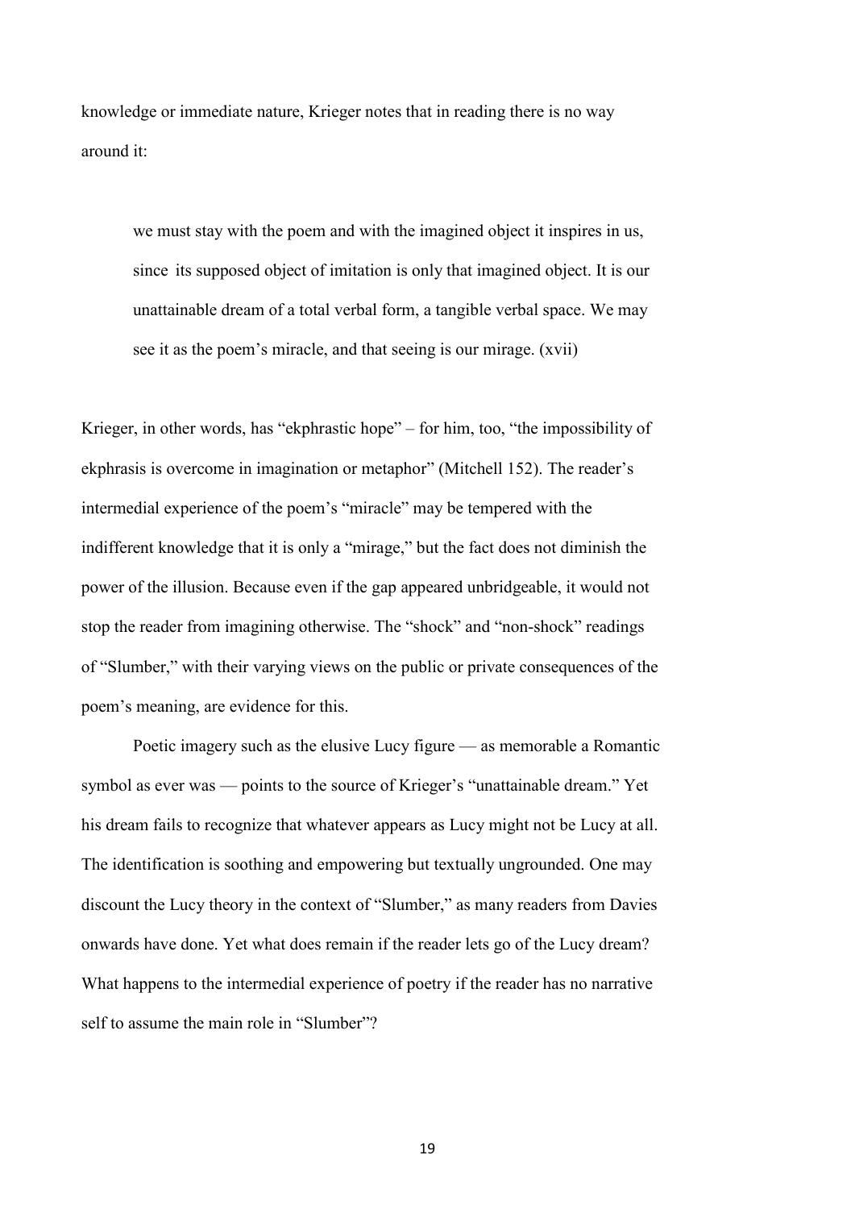knowledge or immediate nature, Krieger notes that in reading there is no way around it:

> we must stay with the poem and with the imagined object it inspires in us, since its supposed object of imitation is only that imagined object. It is our unattainable dream of a total verbal form, a tangible verbal space. We may see it as the poem's miracle, and that seeing is our mirage. (xvii)

Krieger, in other words, has "ekphrastic hope" – for him, too, "the impossibility of ekphrasis is overcome in imagination or metaphor" (Mitchell 152). The reader's intermedial experience of the poem's "miracle" may be tempered with the indifferent knowledge that it is only a "mirage," but the fact does not diminish the power of the illusion. Because even if the gap appeared unbridgeable, it would not stop the reader from imagining otherwise. The "shock" and "non-shock" readings of "Slumber," with their varying views on the public or private consequences of the poem's meaning, are evidence for this.

Poetic imagery such as the elusive Lucy figure — as memorable a Romantic symbol as ever was — points to the source of Krieger's "unattainable dream." Yet his dream fails to recognize that whatever appears as Lucy might not be Lucy at all. The identification is soothing and empowering but textually ungrounded. One may discount the Lucy theory in the context of "Slumber," as many readers from Davies onwards have done. Yet what does remain if the reader lets go of the Lucy dream? What happens to the intermedial experience of poetry if the reader has no narrative self to assume the main role in "Slumber"?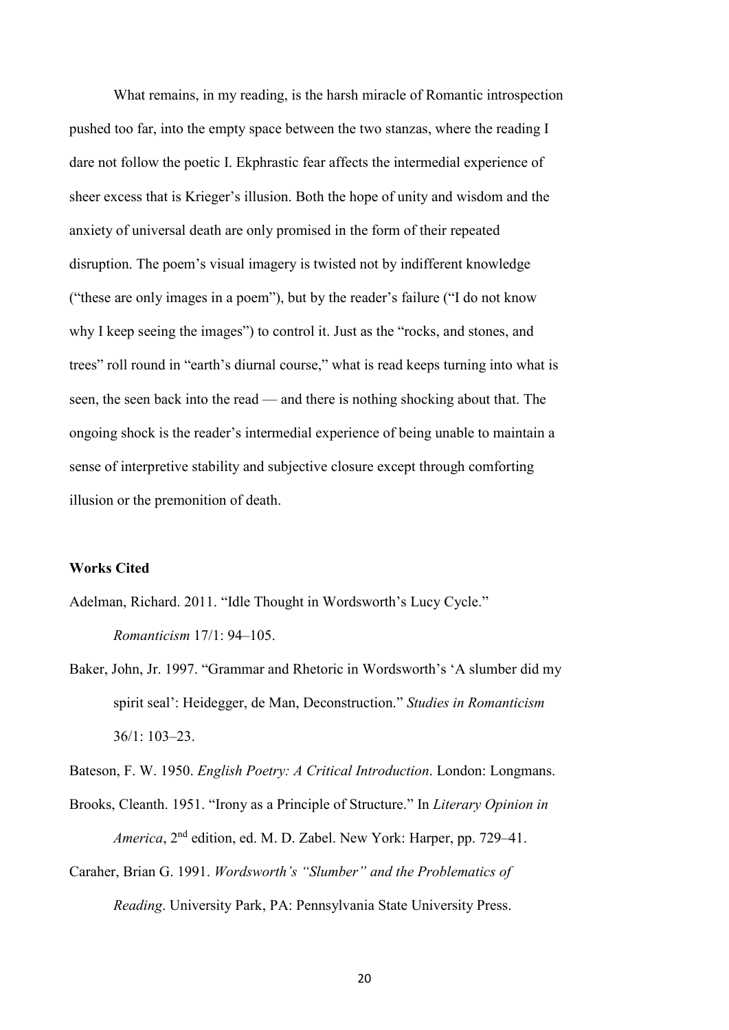What remains, in my reading, is the harsh miracle of Romantic introspection pushed too far, into the empty space between the two stanzas, where the reading I dare not follow the poetic I. Ekphrastic fear affects the intermedial experience of sheer excess that is Krieger's illusion. Both the hope of unity and wisdom and the anxiety of universal death are only promised in the form of their repeated disruption. The poem's visual imagery is twisted not by indifferent knowledge ("these are only images in a poem"), but by the reader's failure ("I do not know why I keep seeing the images") to control it. Just as the "rocks, and stones, and trees" roll round in "earth's diurnal course," what is read keeps turning into what is seen, the seen back into the read — and there is nothing shocking about that. The ongoing shock is the reader's intermedial experience of being unable to maintain a sense of interpretive stability and subjective closure except through comforting illusion or the premonition of death.

**Works Cited**

Adelman, Richard. 2011. "Idle Thought in Wordsworth's Lucy Cycle." *Romanticism* 17/1: 94–105.

Baker, John, Jr. 1997. "Grammar and Rhetoric in Wordsworth's 'A slumber did my spirit seal': Heidegger, de Man, Deconstruction." *Studies in Romanticism* 36/1: 103–23.

Bateson, F. W. 1950. *English Poetry: A Critical Introduction*. London: Longmans.

Brooks, Cleanth. 1951. "Irony as a Principle of Structure." In *Literary Opinion in America*, 2nd edition, ed. M. D. Zabel. New York: Harper, pp. 729–41.

Caraher, Brian G. 1991. *Wordsworth's "Slumber" and the Problematics of Reading*. University Park, PA: Pennsylvania State University Press.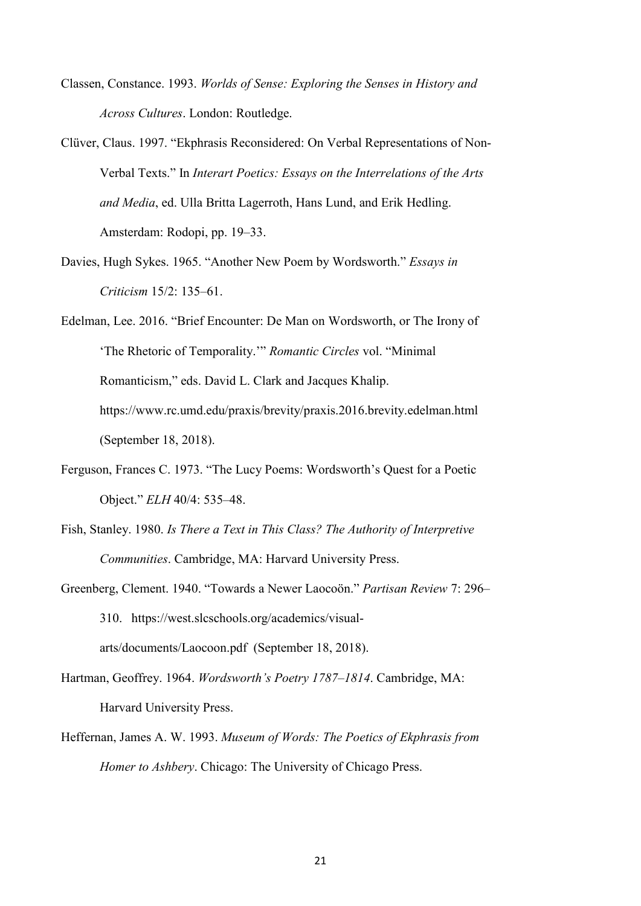Classen, Constance. 1993. *Worlds of Sense: Exploring the Senses in History and Across Cultures*. London: Routledge.

Clüver, Claus. 1997. "Ekphrasis Reconsidered: On Verbal Representations of Non-Verbal Texts." In *Interart Poetics: Essays on the Interrelations of the Arts and Media*, ed. Ulla Britta Lagerroth, Hans Lund, and Erik Hedling. Amsterdam: Rodopi, pp. 19–33.

Davies, Hugh Sykes. 1965. "Another New Poem by Wordsworth." *Essays in Criticism* 15/2: 135–61.

Edelman, Lee. 2016. "Brief Encounter: De Man on Wordsworth, or The Irony of 'The Rhetoric of Temporality.'" *Romantic Circles* vol. "Minimal Romanticism," eds. David L. Clark and Jacques Khalip. https://www.rc.umd.edu/praxis/brevity/praxis.2016.brevity.edelman.html (September 18, 2018).

Ferguson, Frances C. 1973. "The Lucy Poems: Wordsworth's Quest for a Poetic Object." *ELH* 40/4: 535–48.

Fish, Stanley. 1980. *Is There a Text in This Class? The Authority of Interpretive Communities*. Cambridge, MA: Harvard University Press.

Greenberg, Clement. 1940. "Towards a Newer Laocoön." *Partisan Review* 7: 296–310. https://west.slcschools.org/academics/visual-arts/documents/Laocoon.pdf (September 18, 2018).

Hartman, Geoffrey. 1964. *Wordsworth's Poetry 1787–1814*. Cambridge, MA: Harvard University Press.

Heffernan, James A. W. 1993. *Museum of Words: The Poetics of Ekphrasis from Homer to Ashbery*. Chicago: The University of Chicago Press.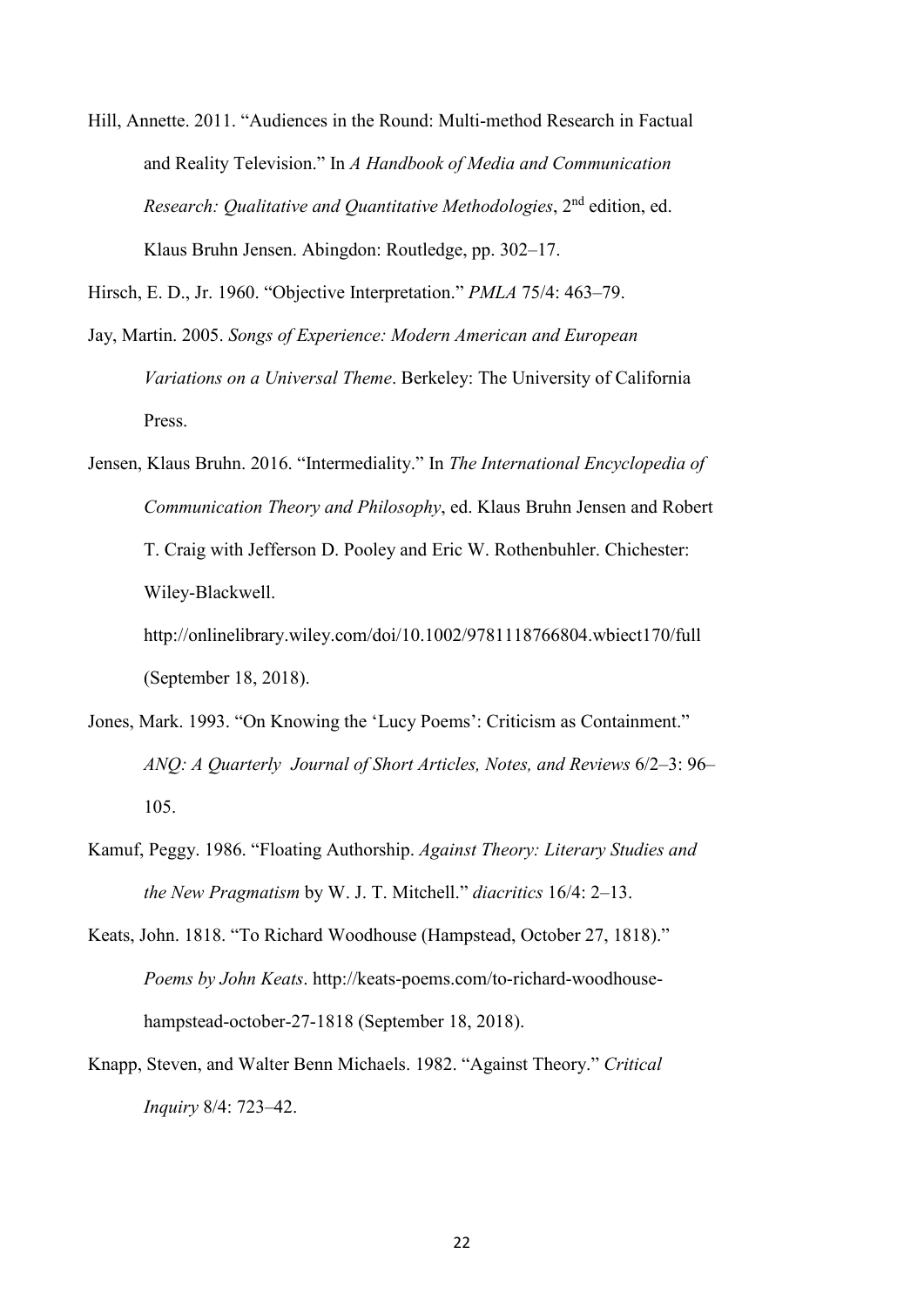Hill, Annette. 2011. "Audiences in the Round: Multi-method Research in Factual and Reality Television." In *A Handbook of Media and Communication Research: Qualitative and Quantitative Methodologies*, 2nd edition, ed. Klaus Bruhn Jensen. Abingdon: Routledge, pp. 302–17.

Hirsch, E. D., Jr. 1960. "Objective Interpretation." *PMLA* 75/4: 463–79.

Jay, Martin. 2005. *Songs of Experience: Modern American and European Variations on a Universal Theme*. Berkeley: The University of California Press.

Jensen, Klaus Bruhn. 2016. "Intermediality." In *The International Encyclopedia of Communication Theory and Philosophy*, ed. Klaus Bruhn Jensen and Robert T. Craig with Jefferson D. Pooley and Eric W. Rothenbuhler. Chichester: Wiley-Blackwell. http://onlinelibrary.wiley.com/doi/10.1002/9781118766804.wbiect170/full (September 18, 2018).

Jones, Mark. 1993. "On Knowing the 'Lucy Poems': Criticism as Containment." *ANQ: A Quarterly Journal of Short Articles, Notes, and Reviews* 6/2–3: 96–105.

Kamuf, Peggy. 1986. "Floating Authorship. *Against Theory: Literary Studies and the New Pragmatism* by W. J. T. Mitchell." *diacritics* 16/4: 2–13.

Keats, John. 1818. "To Richard Woodhouse (Hampstead, October 27, 1818)." *Poems by John Keats*. http://keats-poems.com/to-richard-woodhouse-hampstead-october-27-1818 (September 18, 2018).

Knapp, Steven, and Walter Benn Michaels. 1982. "Against Theory." *Critical Inquiry* 8/4: 723–42.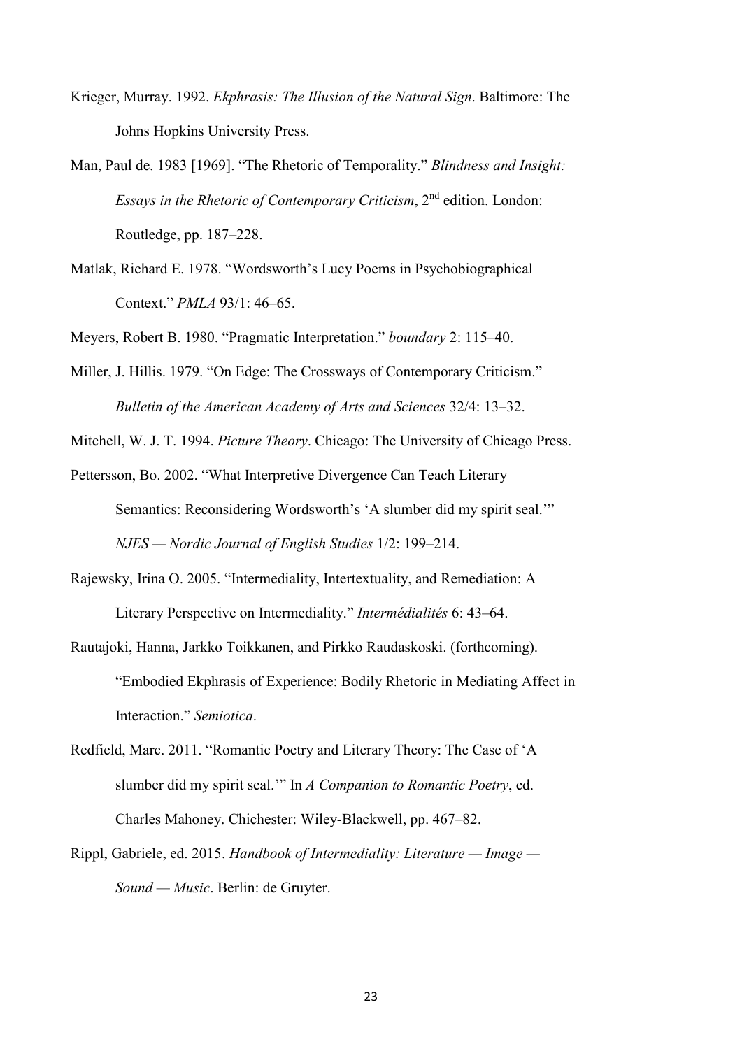Krieger, Murray. 1992. *Ekphrasis: The Illusion of the Natural Sign*. Baltimore: The Johns Hopkins University Press.

Man, Paul de. 1983 [1969]. "The Rhetoric of Temporality." *Blindness and Insight: Essays in the Rhetoric of Contemporary Criticism*, 2nd edition. London: Routledge, pp. 187–228.

Matlak, Richard E. 1978. "Wordsworth's Lucy Poems in Psychobiographical Context." *PMLA* 93/1: 46–65.

Meyers, Robert B. 1980. "Pragmatic Interpretation." *boundary* 2: 115–40.

Miller, J. Hillis. 1979. "On Edge: The Crossways of Contemporary Criticism." *Bulletin of the American Academy of Arts and Sciences* 32/4: 13–32.

Mitchell, W. J. T. 1994. *Picture Theory*. Chicago: The University of Chicago Press.

Pettersson, Bo. 2002. "What Interpretive Divergence Can Teach Literary Semantics: Reconsidering Wordsworth's 'A slumber did my spirit seal.'" *NJES — Nordic Journal of English Studies* 1/2: 199–214.

Rajewsky, Irina O. 2005. "Intermediality, Intertextuality, and Remediation: A Literary Perspective on Intermediality." *Intermédialités* 6: 43–64.

Rautajoki, Hanna, Jarkko Toikkanen, and Pirkko Raudaskoski. (forthcoming). "Embodied Ekphrasis of Experience: Bodily Rhetoric in Mediating Affect in Interaction." *Semiotica*.

Redfield, Marc. 2011. "Romantic Poetry and Literary Theory: The Case of 'A slumber did my spirit seal.'" In *A Companion to Romantic Poetry*, ed. Charles Mahoney. Chichester: Wiley-Blackwell, pp. 467–82.

Rippl, Gabriele, ed. 2015. *Handbook of Intermediality: Literature — Image — Sound — Music*. Berlin: de Gruyter.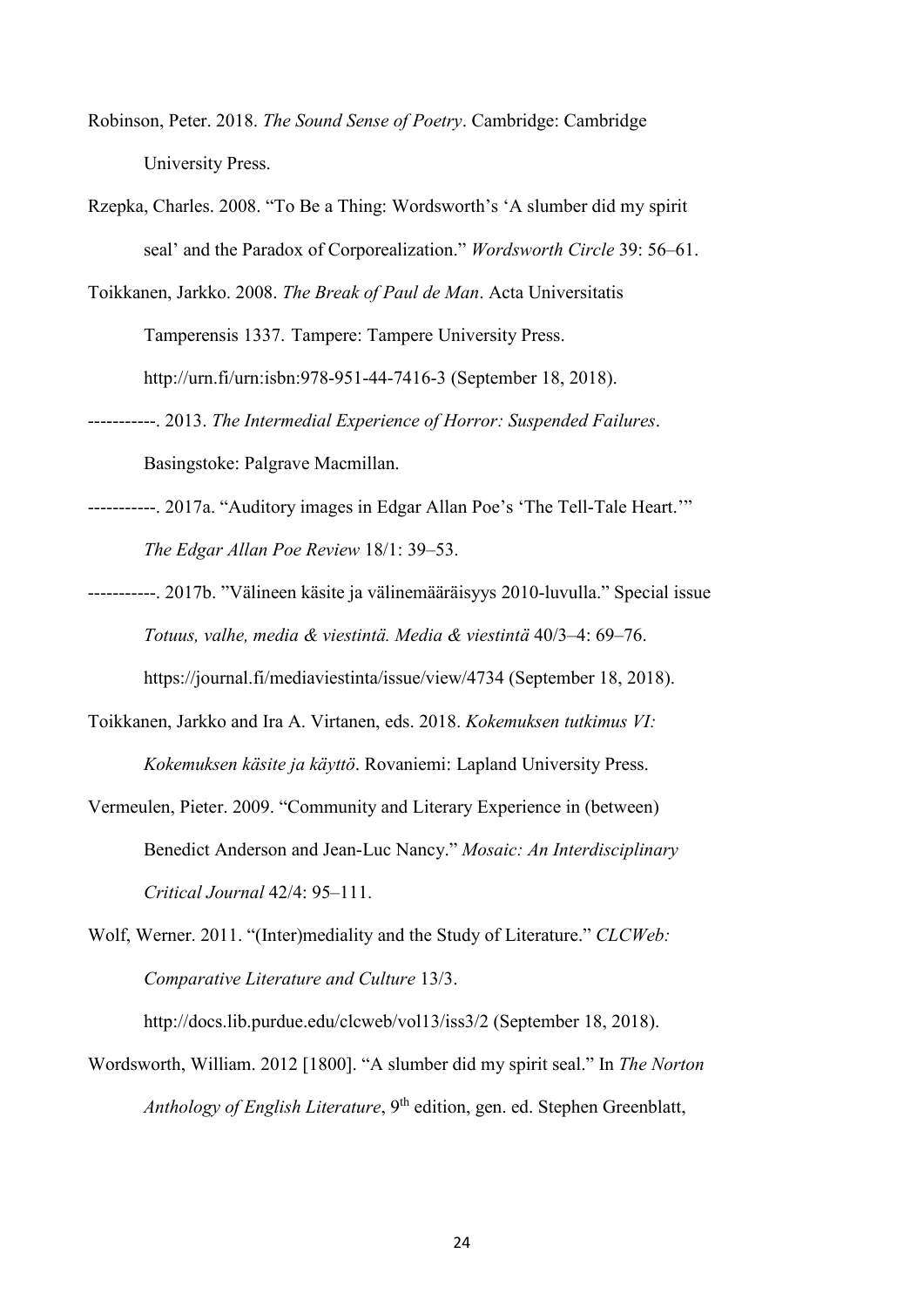Robinson, Peter. 2018. *The Sound Sense of Poetry*. Cambridge: Cambridge University Press.

Rzepka, Charles. 2008. "To Be a Thing: Wordsworth's 'A slumber did my spirit seal' and the Paradox of Corporealization." *Wordsworth Circle* 39: 56–61.

Toikkanen, Jarkko. 2008. *The Break of Paul de Man*. Acta Universitatis Tamperensis 1337. Tampere: Tampere University Press. http://urn.fi/urn:isbn:978-951-44-7416-3 (September 18, 2018).

-----------. 2013. *The Intermedial Experience of Horror: Suspended Failures*. Basingstoke: Palgrave Macmillan.

-----------. 2017a. "Auditory images in Edgar Allan Poe's 'The Tell-Tale Heart.'" *The Edgar Allan Poe Review* 18/1: 39–53.

-----------. 2017b. "Välineen käsite ja välinemääräisyys 2010-luvulla." Special issue *Totuus, valhe, media & viestintä. Media & viestintä* 40/3–4: 69–76. https://journal.fi/mediaviestinta/issue/view/4734 (September 18, 2018).

Toikkanen, Jarkko and Ira A. Virtanen, eds. 2018. *Kokemuksen tutkimus VI: Kokemuksen käsite ja käyttö*. Rovaniemi: Lapland University Press.

Vermeulen, Pieter. 2009. "Community and Literary Experience in (between) Benedict Anderson and Jean-Luc Nancy." *Mosaic: An Interdisciplinary Critical Journal* 42/4: 95–111.

Wolf, Werner. 2011. "(Inter)mediality and the Study of Literature." *CLCWeb: Comparative Literature and Culture* 13/3. http://docs.lib.purdue.edu/clcweb/vol13/iss3/2 (September 18, 2018).

Wordsworth, William. 2012 [1800]. "A slumber did my spirit seal." In *The Norton Anthology of English Literature*, 9th edition, gen. ed. Stephen Greenblatt,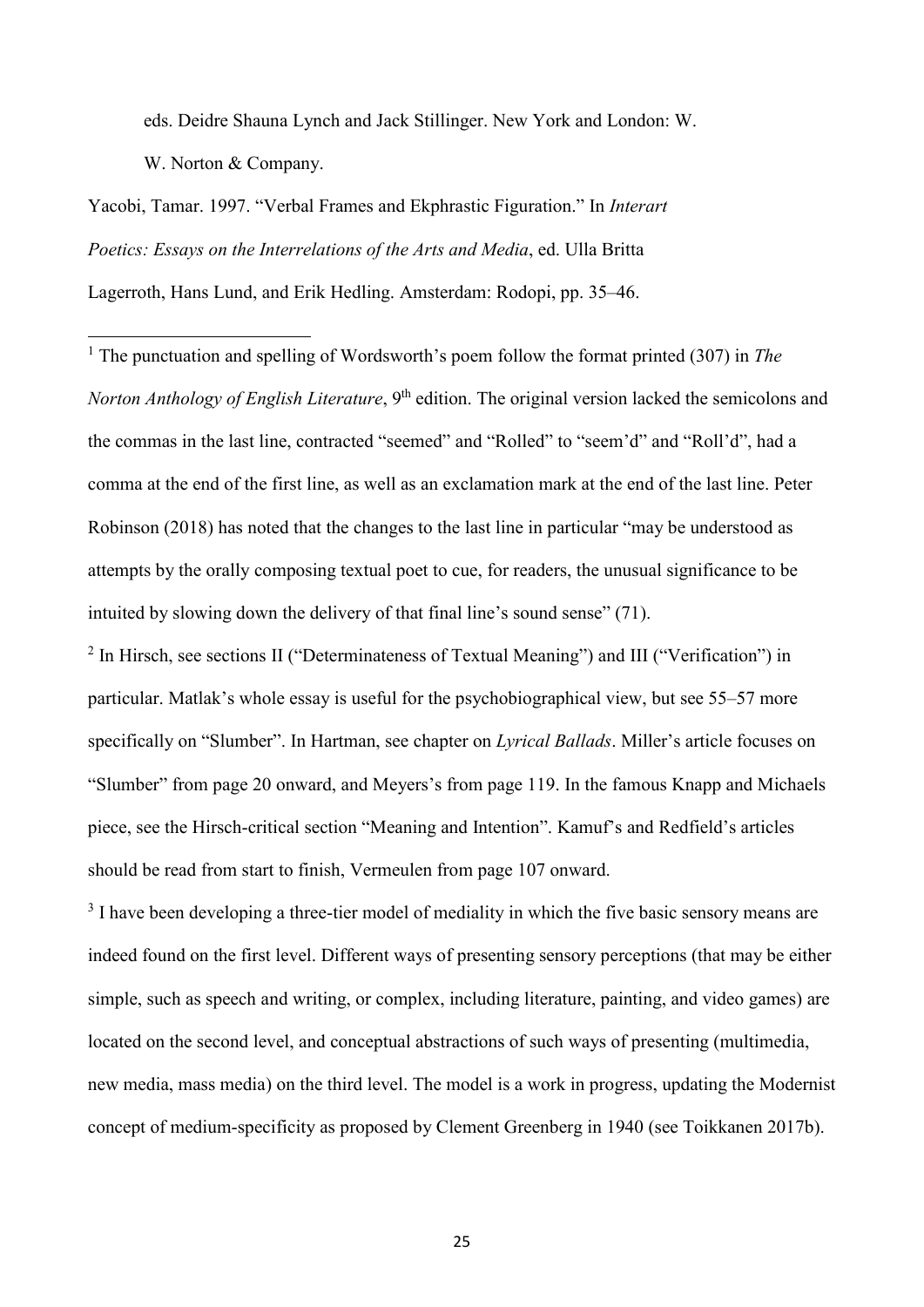eds. Deidre Shauna Lynch and Jack Stillinger. New York and London: W. W. Norton & Company.

Yacobi, Tamar. 1997. "Verbal Frames and Ekphrastic Figuration." In *Interart Poetics: Essays on the Interrelations of the Arts and Media*, ed. Ulla Britta Lagerroth, Hans Lund, and Erik Hedling. Amsterdam: Rodopi, pp. 35–46.

---

[1] The punctuation and spelling of Wordsworth's poem follow the format printed (307) in *The Norton Anthology of English Literature*, 9th edition. The original version lacked the semicolons and the commas in the last line, contracted "seemed" and "Rolled" to "seem'd" and "Roll'd", had a comma at the end of the first line, as well as an exclamation mark at the end of the last line. Peter Robinson (2018) has noted that the changes to the last line in particular "may be understood as attempts by the orally composing textual poet to cue, for readers, the unusual significance to be intuited by slowing down the delivery of that final line's sound sense" (71).

[2] In Hirsch, see sections II ("Determinateness of Textual Meaning") and III ("Verification") in particular. Matlak's whole essay is useful for the psychobiographical view, but see 55–57 more specifically on "Slumber". In Hartman, see chapter on *Lyrical Ballads*. Miller's article focuses on "Slumber" from page 20 onward, and Meyers's from page 119. In the famous Knapp and Michaels piece, see the Hirsch-critical section "Meaning and Intention". Kamuf's and Redfield's articles should be read from start to finish, Vermeulen from page 107 onward.

[3] I have been developing a three-tier model of mediality in which the five basic sensory means are indeed found on the first level. Different ways of presenting sensory perceptions (that may be either simple, such as speech and writing, or complex, including literature, painting, and video games) are located on the second level, and conceptual abstractions of such ways of presenting (multimedia, new media, mass media) on the third level. The model is a work in progress, updating the Modernist concept of medium-specificity as proposed by Clement Greenberg in 1940 (see Toikkanen 2017b).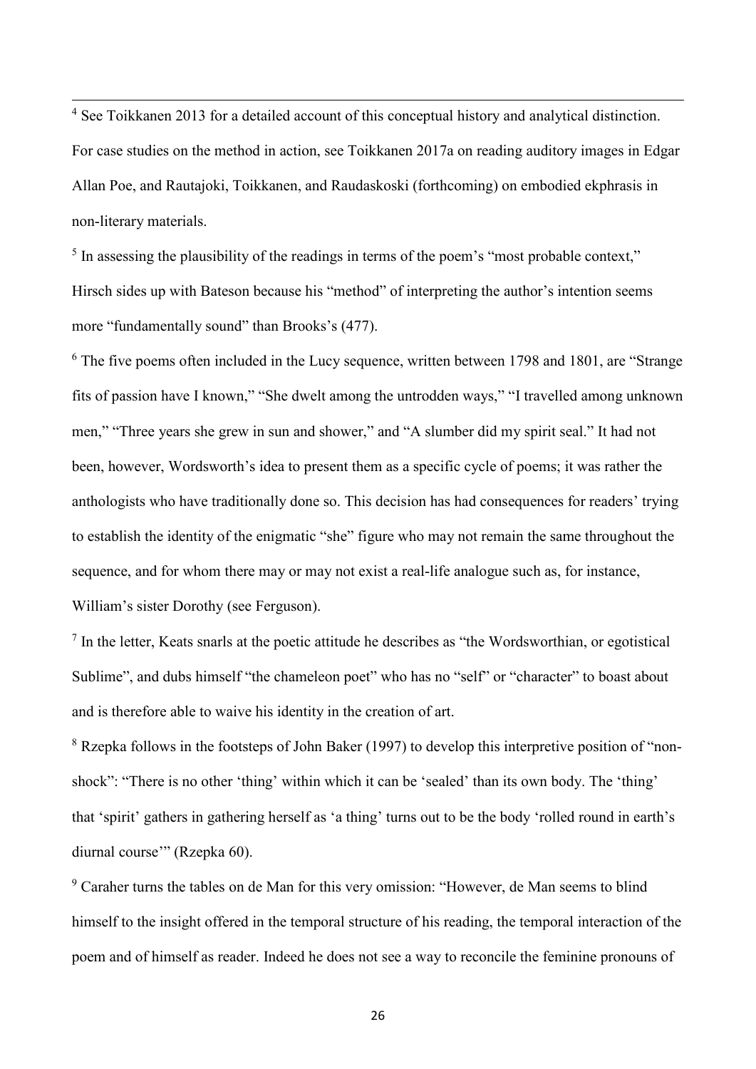[4] See Toikkanen 2013 for a detailed account of this conceptual history and analytical distinction. For case studies on the method in action, see Toikkanen 2017a on reading auditory images in Edgar Allan Poe, and Rautajoki, Toikkanen, and Raudaskoski (forthcoming) on embodied ekphrasis in non-literary materials.

[5] In assessing the plausibility of the readings in terms of the poem's "most probable context," Hirsch sides up with Bateson because his "method" of interpreting the author's intention seems more "fundamentally sound" than Brooks's (477).

[6] The five poems often included in the Lucy sequence, written between 1798 and 1801, are "Strange fits of passion have I known," "She dwelt among the untrodden ways," "I travelled among unknown men," "Three years she grew in sun and shower," and "A slumber did my spirit seal." It had not been, however, Wordsworth's idea to present them as a specific cycle of poems; it was rather the anthologists who have traditionally done so. This decision has had consequences for readers' trying to establish the identity of the enigmatic "she" figure who may not remain the same throughout the sequence, and for whom there may or may not exist a real-life analogue such as, for instance, William's sister Dorothy (see Ferguson).

[7] In the letter, Keats snarls at the poetic attitude he describes as "the Wordsworthian, or egotistical Sublime", and dubs himself "the chameleon poet" who has no "self" or "character" to boast about and is therefore able to waive his identity in the creation of art.

[8] Rzepka follows in the footsteps of John Baker (1997) to develop this interpretive position of "non-shock": "There is no other 'thing' within which it can be 'sealed' than its own body. The 'thing' that 'spirit' gathers in gathering herself as 'a thing' turns out to be the body 'rolled round in earth's diurnal course'" (Rzepka 60).

[9] Caraher turns the tables on de Man for this very omission: "However, de Man seems to blind himself to the insight offered in the temporal structure of his reading, the temporal interaction of the poem and of himself as reader. Indeed he does not see a way to reconcile the feminine pronouns of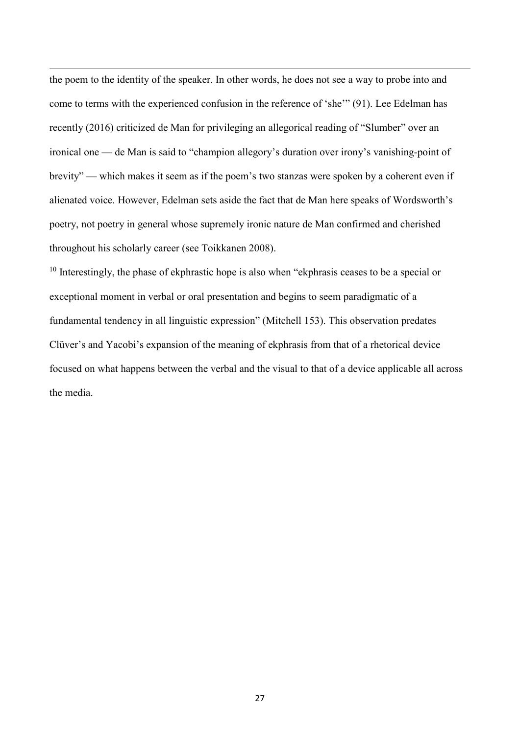the poem to the identity of the speaker. In other words, he does not see a way to probe into and come to terms with the experienced confusion in the reference of 'she'" (91). Lee Edelman has recently (2016) criticized de Man for privileging an allegorical reading of "Slumber" over an ironical one — de Man is said to "champion allegory's duration over irony's vanishing-point of brevity" — which makes it seem as if the poem's two stanzas were spoken by a coherent even if alienated voice. However, Edelman sets aside the fact that de Man here speaks of Wordsworth's poetry, not poetry in general whose supremely ironic nature de Man confirmed and cherished throughout his scholarly career (see Toikkanen 2008).

[10] Interestingly, the phase of ekphrastic hope is also when "ekphrasis ceases to be a special or exceptional moment in verbal or oral presentation and begins to seem paradigmatic of a fundamental tendency in all linguistic expression" (Mitchell 153). This observation predates Clüver's and Yacobi's expansion of the meaning of ekphrasis from that of a rhetorical device focused on what happens between the verbal and the visual to that of a device applicable all across the media.